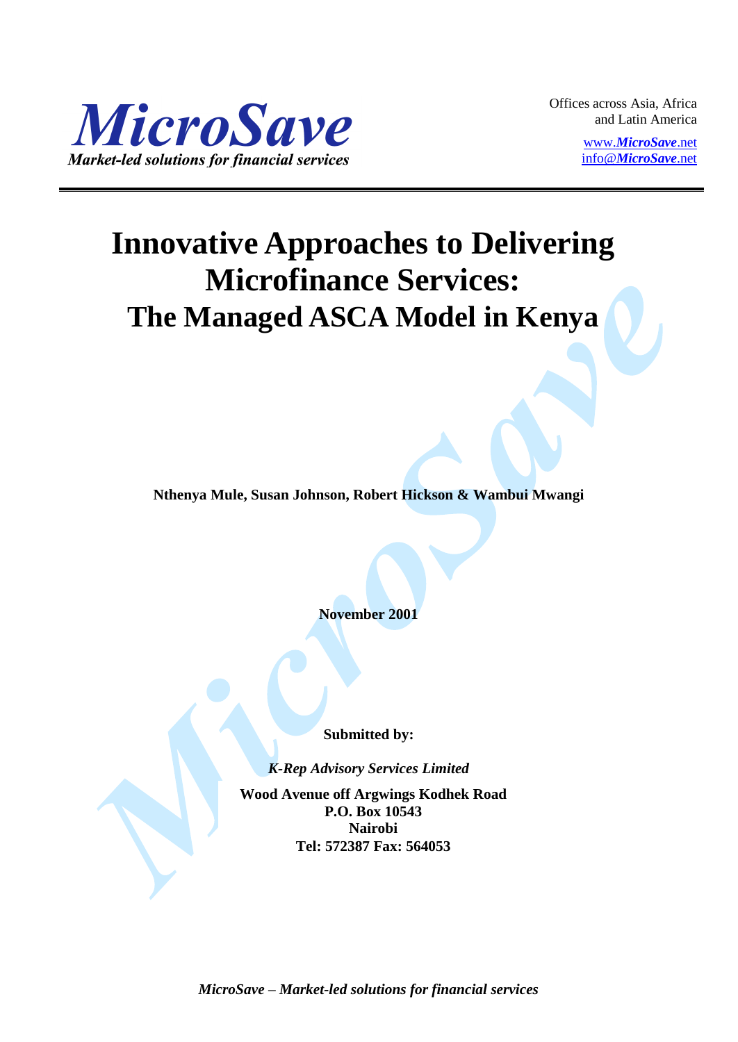MicroSave

*Market-led solutions for financial services*

Offices across Asia, Africa and Latin America

www.*MicroSave*.net
info@*MicroSave*.net

# Innovative Approaches to Delivering Microfinance Services: The Managed ASCA Model in Kenya

**Nthenya Mule, Susan Johnson, Robert Hickson & Wambui Mwangi**

**November 2001**

**Submitted by:**

***K-Rep Advisory Services Limited***

**Wood Avenue off Argwings Kodhek Road**
**P.O. Box 10543**
**Nairobi**
**Tel: 572387 Fax: 564053**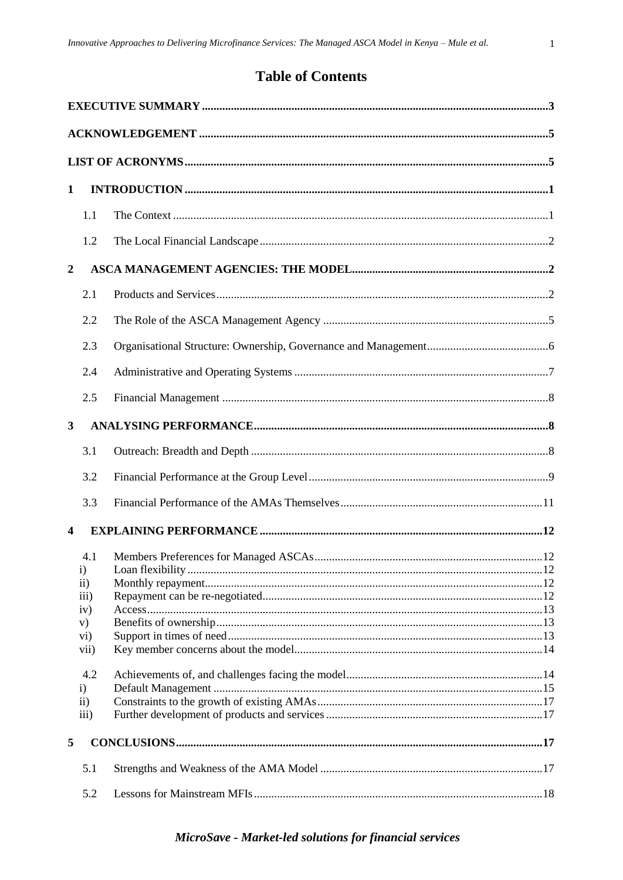# Table of Contents

**EXECUTIVE SUMMARY** .......... 3

**ACKNOWLEDGEMENT** .......... 5

**LIST OF ACRONYMS** .......... 5

**1 INTRODUCTION** .......... 1

- 1.1 The Context .......... 1
- 1.2 The Local Financial Landscape .......... 2

**2 ASCA MANAGEMENT AGENCIES: THE MODEL** .......... 2

- 2.1 Products and Services .......... 2
- 2.2 The Role of the ASCA Management Agency .......... 5
- 2.3 Organisational Structure: Ownership, Governance and Management .......... 6
- 2.4 Administrative and Operating Systems .......... 7
- 2.5 Financial Management .......... 8

**3 ANALYSING PERFORMANCE** .......... 8

- 3.1 Outreach: Breadth and Depth .......... 8
- 3.2 Financial Performance at the Group Level .......... 9
- 3.3 Financial Performance of the AMAs Themselves .......... 11

**4 EXPLAINING PERFORMANCE** .......... 12

- 4.1 Members Preferences for Managed ASCAs .......... 12
  - i) Loan flexibility .......... 12
  - ii) Monthly repayment .......... 12
  - iii) Repayment can be re-negotiated .......... 12
  - iv) Access .......... 13
  - v) Benefits of ownership .......... 13
  - vi) Support in times of need .......... 13
  - vii) Key member concerns about the model .......... 14
- 4.2 Achievements of, and challenges facing the model .......... 14
  - i) Default Management .......... 15
  - ii) Constraints to the growth of existing AMAs .......... 17
  - iii) Further development of products and services .......... 17

**5 CONCLUSIONS** .......... 17

- 5.1 Strengths and Weakness of the AMA Model .......... 17
- 5.2 Lessons for Mainstream MFIs .......... 18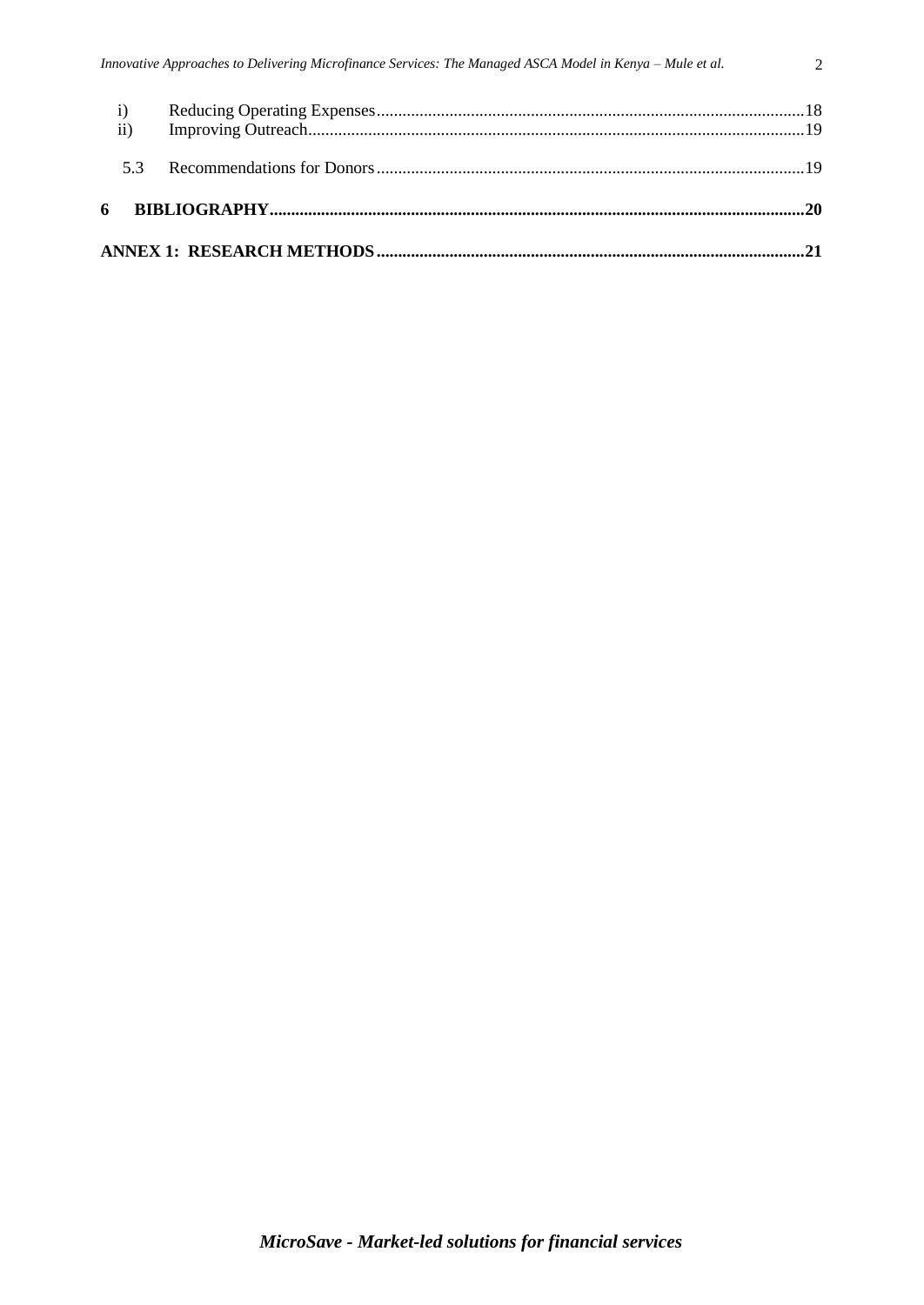i) Reducing Operating Expenses....18
ii) Improving Outreach....19

5.3 Recommendations for Donors....19

**6 BIBLIOGRAPHY....20**

**ANNEX 1: RESEARCH METHODS....21**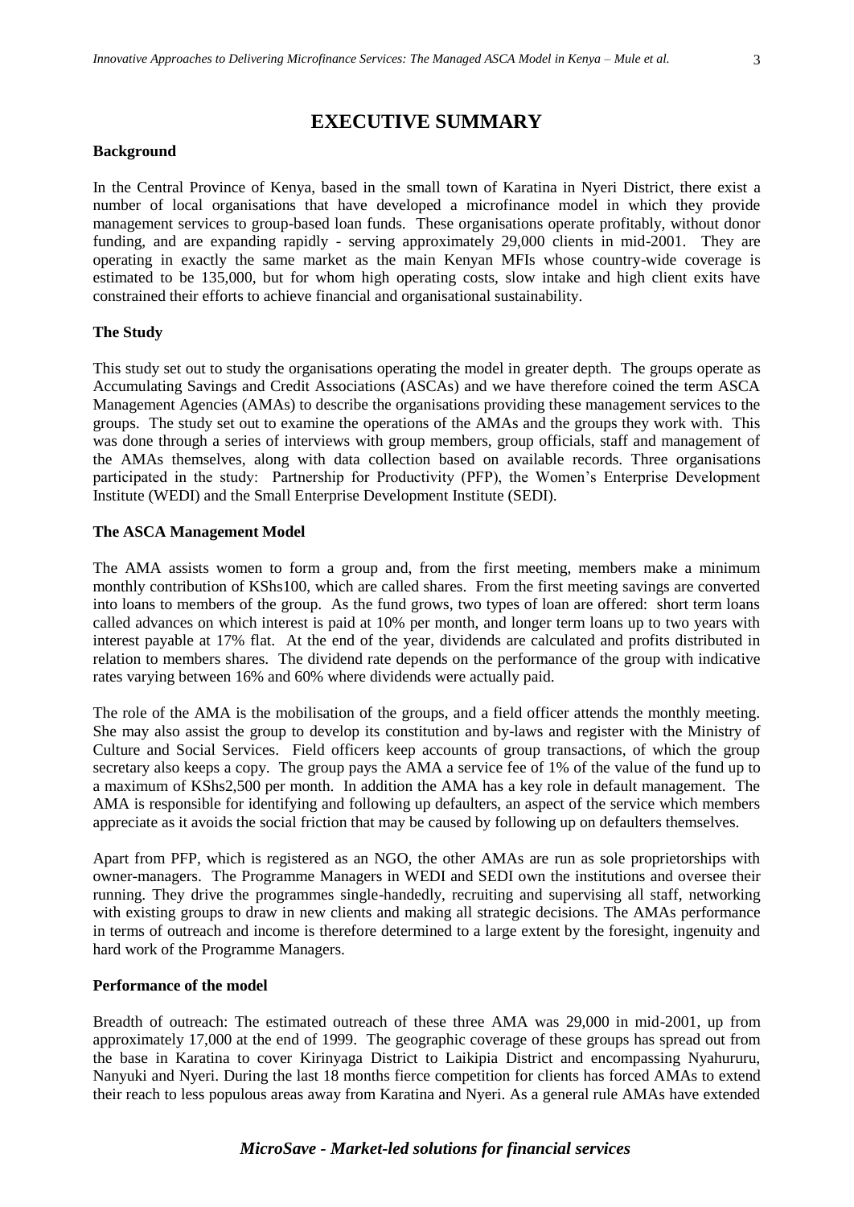# EXECUTIVE SUMMARY

### Background

In the Central Province of Kenya, based in the small town of Karatina in Nyeri District, there exist a number of local organisations that have developed a microfinance model in which they provide management services to group-based loan funds. These organisations operate profitably, without donor funding, and are expanding rapidly - serving approximately 29,000 clients in mid-2001. They are operating in exactly the same market as the main Kenyan MFIs whose country-wide coverage is estimated to be 135,000, but for whom high operating costs, slow intake and high client exits have constrained their efforts to achieve financial and organisational sustainability.

### The Study

This study set out to study the organisations operating the model in greater depth. The groups operate as Accumulating Savings and Credit Associations (ASCAs) and we have therefore coined the term ASCA Management Agencies (AMAs) to describe the organisations providing these management services to the groups. The study set out to examine the operations of the AMAs and the groups they work with. This was done through a series of interviews with group members, group officials, staff and management of the AMAs themselves, along with data collection based on available records. Three organisations participated in the study: Partnership for Productivity (PFP), the Women's Enterprise Development Institute (WEDI) and the Small Enterprise Development Institute (SEDI).

### The ASCA Management Model

The AMA assists women to form a group and, from the first meeting, members make a minimum monthly contribution of KShs100, which are called shares. From the first meeting savings are converted into loans to members of the group. As the fund grows, two types of loan are offered: short term loans called advances on which interest is paid at 10% per month, and longer term loans up to two years with interest payable at 17% flat. At the end of the year, dividends are calculated and profits distributed in relation to members shares. The dividend rate depends on the performance of the group with indicative rates varying between 16% and 60% where dividends were actually paid.

The role of the AMA is the mobilisation of the groups, and a field officer attends the monthly meeting. She may also assist the group to develop its constitution and by-laws and register with the Ministry of Culture and Social Services. Field officers keep accounts of group transactions, of which the group secretary also keeps a copy. The group pays the AMA a service fee of 1% of the value of the fund up to a maximum of KShs2,500 per month. In addition the AMA has a key role in default management. The AMA is responsible for identifying and following up defaulters, an aspect of the service which members appreciate as it avoids the social friction that may be caused by following up on defaulters themselves.

Apart from PFP, which is registered as an NGO, the other AMAs are run as sole proprietorships with owner-managers. The Programme Managers in WEDI and SEDI own the institutions and oversee their running. They drive the programmes single-handedly, recruiting and supervising all staff, networking with existing groups to draw in new clients and making all strategic decisions. The AMAs performance in terms of outreach and income is therefore determined to a large extent by the foresight, ingenuity and hard work of the Programme Managers.

### Performance of the model

Breadth of outreach: The estimated outreach of these three AMA was 29,000 in mid-2001, up from approximately 17,000 at the end of 1999. The geographic coverage of these groups has spread out from the base in Karatina to cover Kirinyaga District to Laikipia District and encompassing Nyahururu, Nanyuki and Nyeri. During the last 18 months fierce competition for clients has forced AMAs to extend their reach to less populous areas away from Karatina and Nyeri. As a general rule AMAs have extended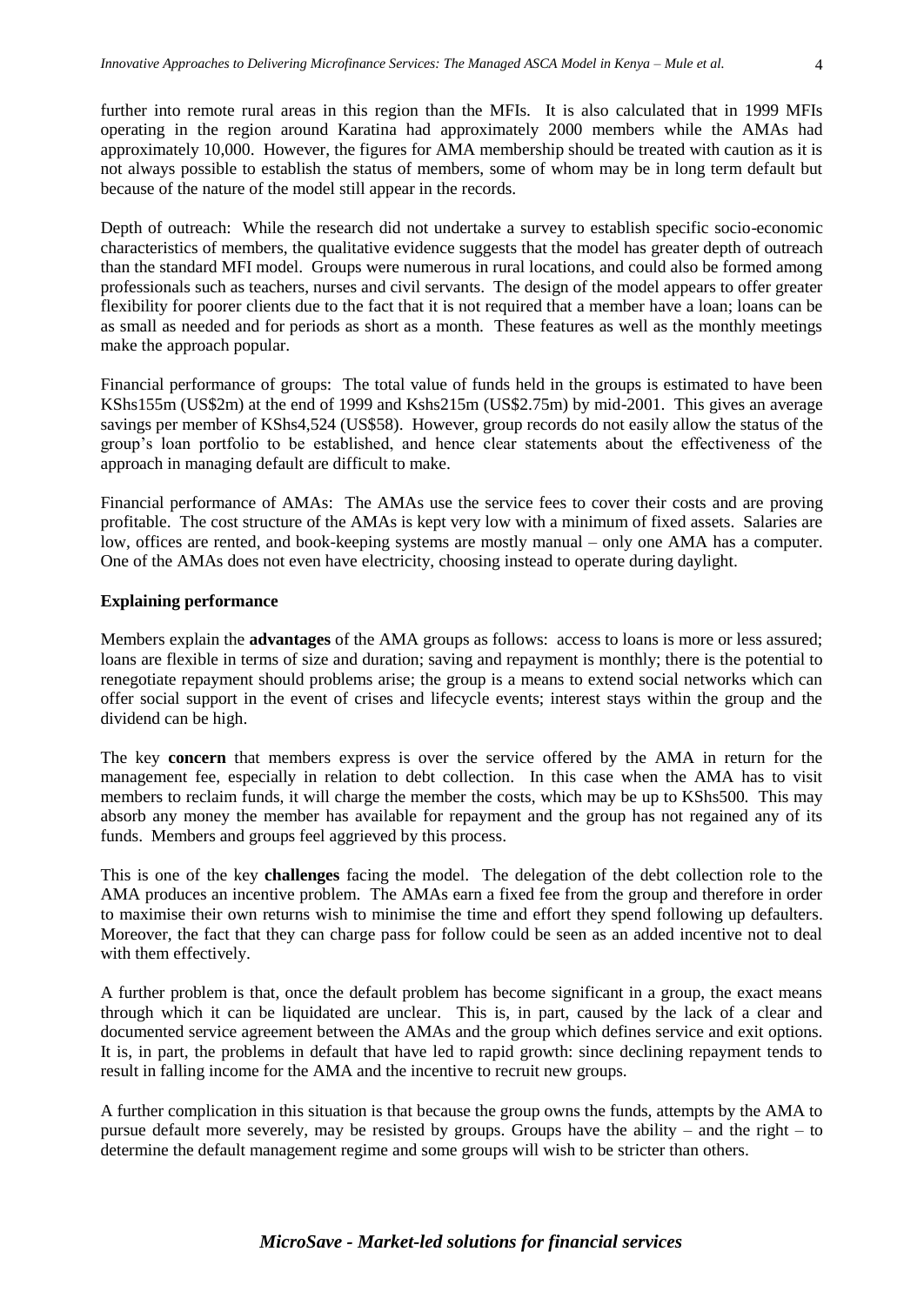further into remote rural areas in this region than the MFIs. It is also calculated that in 1999 MFIs operating in the region around Karatina had approximately 2000 members while the AMAs had approximately 10,000. However, the figures for AMA membership should be treated with caution as it is not always possible to establish the status of members, some of whom may be in long term default but because of the nature of the model still appear in the records.

Depth of outreach: While the research did not undertake a survey to establish specific socio-economic characteristics of members, the qualitative evidence suggests that the model has greater depth of outreach than the standard MFI model. Groups were numerous in rural locations, and could also be formed among professionals such as teachers, nurses and civil servants. The design of the model appears to offer greater flexibility for poorer clients due to the fact that it is not required that a member have a loan; loans can be as small as needed and for periods as short as a month. These features as well as the monthly meetings make the approach popular.

Financial performance of groups: The total value of funds held in the groups is estimated to have been KShs155m (US$2m) at the end of 1999 and Kshs215m (US$2.75m) by mid-2001. This gives an average savings per member of KShs4,524 (US$58). However, group records do not easily allow the status of the group's loan portfolio to be established, and hence clear statements about the effectiveness of the approach in managing default are difficult to make.

Financial performance of AMAs: The AMAs use the service fees to cover their costs and are proving profitable. The cost structure of the AMAs is kept very low with a minimum of fixed assets. Salaries are low, offices are rented, and book-keeping systems are mostly manual – only one AMA has a computer. One of the AMAs does not even have electricity, choosing instead to operate during daylight.

**Explaining performance**

Members explain the **advantages** of the AMA groups as follows: access to loans is more or less assured; loans are flexible in terms of size and duration; saving and repayment is monthly; there is the potential to renegotiate repayment should problems arise; the group is a means to extend social networks which can offer social support in the event of crises and lifecycle events; interest stays within the group and the dividend can be high.

The key **concern** that members express is over the service offered by the AMA in return for the management fee, especially in relation to debt collection. In this case when the AMA has to visit members to reclaim funds, it will charge the member the costs, which may be up to KShs500. This may absorb any money the member has available for repayment and the group has not regained any of its funds. Members and groups feel aggrieved by this process.

This is one of the key **challenges** facing the model. The delegation of the debt collection role to the AMA produces an incentive problem. The AMAs earn a fixed fee from the group and therefore in order to maximise their own returns wish to minimise the time and effort they spend following up defaulters. Moreover, the fact that they can charge pass for follow could be seen as an added incentive not to deal with them effectively.

A further problem is that, once the default problem has become significant in a group, the exact means through which it can be liquidated are unclear. This is, in part, caused by the lack of a clear and documented service agreement between the AMAs and the group which defines service and exit options. It is, in part, the problems in default that have led to rapid growth: since declining repayment tends to result in falling income for the AMA and the incentive to recruit new groups.

A further complication in this situation is that because the group owns the funds, attempts by the AMA to pursue default more severely, may be resisted by groups. Groups have the ability – and the right – to determine the default management regime and some groups will wish to be stricter than others.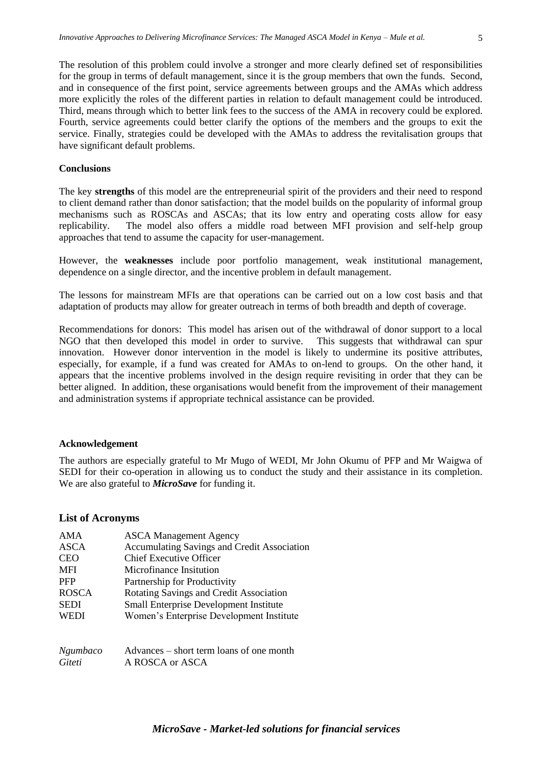The resolution of this problem could involve a stronger and more clearly defined set of responsibilities for the group in terms of default management, since it is the group members that own the funds. Second, and in consequence of the first point, service agreements between groups and the AMAs which address more explicitly the roles of the different parties in relation to default management could be introduced. Third, means through which to better link fees to the success of the AMA in recovery could be explored. Fourth, service agreements could better clarify the options of the members and the groups to exit the service. Finally, strategies could be developed with the AMAs to address the revitalisation groups that have significant default problems.

**Conclusions**

The key **strengths** of this model are the entrepreneurial spirit of the providers and their need to respond to client demand rather than donor satisfaction; that the model builds on the popularity of informal group mechanisms such as ROSCAs and ASCAs; that its low entry and operating costs allow for easy replicability. The model also offers a middle road between MFI provision and self-help group approaches that tend to assume the capacity for user-management.

However, the **weaknesses** include poor portfolio management, weak institutional management, dependence on a single director, and the incentive problem in default management.

The lessons for mainstream MFIs are that operations can be carried out on a low cost basis and that adaptation of products may allow for greater outreach in terms of both breadth and depth of coverage.

Recommendations for donors: This model has arisen out of the withdrawal of donor support to a local NGO that then developed this model in order to survive. This suggests that withdrawal can spur innovation. However donor intervention in the model is likely to undermine its positive attributes, especially, for example, if a fund was created for AMAs to on-lend to groups. On the other hand, it appears that the incentive problems involved in the design require revisiting in order that they can be better aligned. In addition, these organisations would benefit from the improvement of their management and administration systems if appropriate technical assistance can be provided.

**Acknowledgement**

The authors are especially grateful to Mr Mugo of WEDI, Mr John Okumu of PFP and Mr Waigwa of SEDI for their co-operation in allowing us to conduct the study and their assistance in its completion. We are also grateful to ***MicroSave*** for funding it.

## List of Acronyms

| | |
|---|---|
| AMA | ASCA Management Agency |
| ASCA | Accumulating Savings and Credit Association |
| CEO | Chief Executive Officer |
| MFI | Microfinance Insitution |
| PFP | Partnership for Productivity |
| ROSCA | Rotating Savings and Credit Association |
| SEDI | Small Enterprise Development Institute |
| WEDI | Women's Enterprise Development Institute |
| *Ngumbaco* | Advances – short term loans of one month |
| *Giteti* | A ROSCA or ASCA |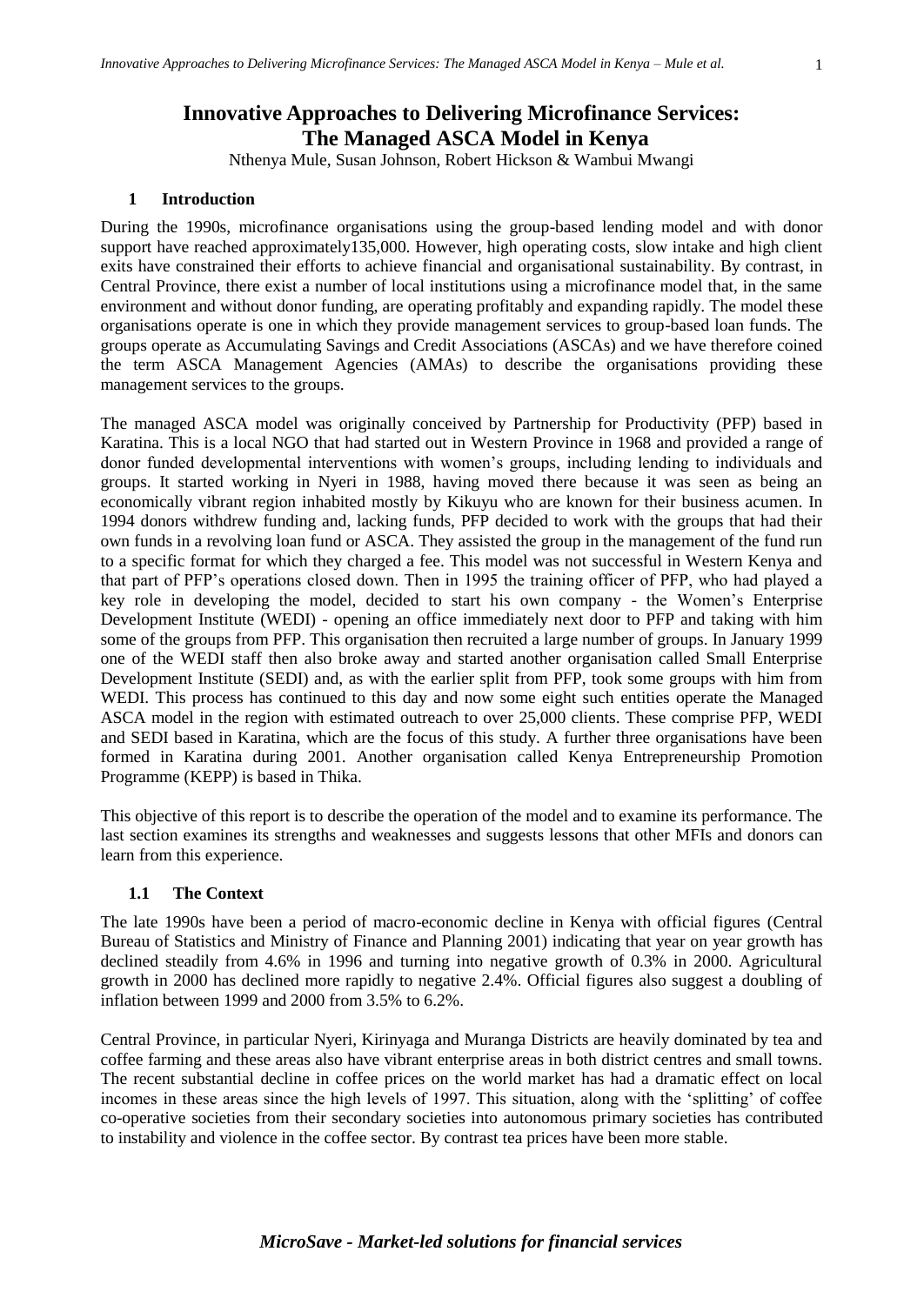# Innovative Approaches to Delivering Microfinance Services: The Managed ASCA Model in Kenya

Nthenya Mule, Susan Johnson, Robert Hickson & Wambui Mwangi

## 1 Introduction

During the 1990s, microfinance organisations using the group-based lending model and with donor support have reached approximately135,000. However, high operating costs, slow intake and high client exits have constrained their efforts to achieve financial and organisational sustainability. By contrast, in Central Province, there exist a number of local institutions using a microfinance model that, in the same environment and without donor funding, are operating profitably and expanding rapidly. The model these organisations operate is one in which they provide management services to group-based loan funds. The groups operate as Accumulating Savings and Credit Associations (ASCAs) and we have therefore coined the term ASCA Management Agencies (AMAs) to describe the organisations providing these management services to the groups.

The managed ASCA model was originally conceived by Partnership for Productivity (PFP) based in Karatina. This is a local NGO that had started out in Western Province in 1968 and provided a range of donor funded developmental interventions with women's groups, including lending to individuals and groups. It started working in Nyeri in 1988, having moved there because it was seen as being an economically vibrant region inhabited mostly by Kikuyu who are known for their business acumen. In 1994 donors withdrew funding and, lacking funds, PFP decided to work with the groups that had their own funds in a revolving loan fund or ASCA. They assisted the group in the management of the fund run to a specific format for which they charged a fee. This model was not successful in Western Kenya and that part of PFP's operations closed down. Then in 1995 the training officer of PFP, who had played a key role in developing the model, decided to start his own company - the Women's Enterprise Development Institute (WEDI) - opening an office immediately next door to PFP and taking with him some of the groups from PFP. This organisation then recruited a large number of groups. In January 1999 one of the WEDI staff then also broke away and started another organisation called Small Enterprise Development Institute (SEDI) and, as with the earlier split from PFP, took some groups with him from WEDI. This process has continued to this day and now some eight such entities operate the Managed ASCA model in the region with estimated outreach to over 25,000 clients. These comprise PFP, WEDI and SEDI based in Karatina, which are the focus of this study. A further three organisations have been formed in Karatina during 2001. Another organisation called Kenya Entrepreneurship Promotion Programme (KEPP) is based in Thika.

This objective of this report is to describe the operation of the model and to examine its performance. The last section examines its strengths and weaknesses and suggests lessons that other MFIs and donors can learn from this experience.

### 1.1 The Context

The late 1990s have been a period of macro-economic decline in Kenya with official figures (Central Bureau of Statistics and Ministry of Finance and Planning 2001) indicating that year on year growth has declined steadily from 4.6% in 1996 and turning into negative growth of 0.3% in 2000. Agricultural growth in 2000 has declined more rapidly to negative 2.4%. Official figures also suggest a doubling of inflation between 1999 and 2000 from 3.5% to 6.2%.

Central Province, in particular Nyeri, Kirinyaga and Muranga Districts are heavily dominated by tea and coffee farming and these areas also have vibrant enterprise areas in both district centres and small towns. The recent substantial decline in coffee prices on the world market has had a dramatic effect on local incomes in these areas since the high levels of 1997. This situation, along with the 'splitting' of coffee co-operative societies from their secondary societies into autonomous primary societies has contributed to instability and violence in the coffee sector. By contrast tea prices have been more stable.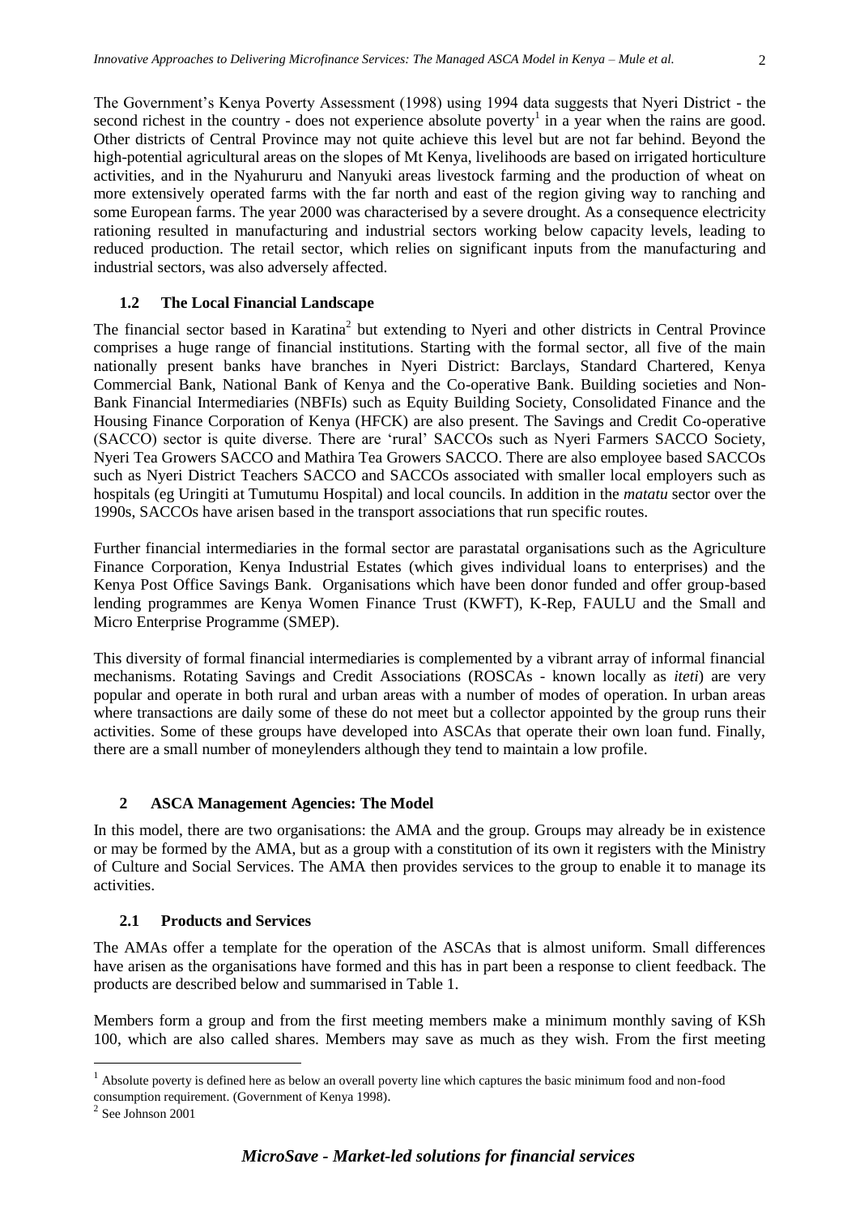The Government's Kenya Poverty Assessment (1998) using 1994 data suggests that Nyeri District - the second richest in the country - does not experience absolute poverty[1] in a year when the rains are good. Other districts of Central Province may not quite achieve this level but are not far behind. Beyond the high-potential agricultural areas on the slopes of Mt Kenya, livelihoods are based on irrigated horticulture activities, and in the Nyahururu and Nanyuki areas livestock farming and the production of wheat on more extensively operated farms with the far north and east of the region giving way to ranching and some European farms. The year 2000 was characterised by a severe drought. As a consequence electricity rationing resulted in manufacturing and industrial sectors working below capacity levels, leading to reduced production. The retail sector, which relies on significant inputs from the manufacturing and industrial sectors, was also adversely affected.

### 1.2 The Local Financial Landscape

The financial sector based in Karatina[2] but extending to Nyeri and other districts in Central Province comprises a huge range of financial institutions. Starting with the formal sector, all five of the main nationally present banks have branches in Nyeri District: Barclays, Standard Chartered, Kenya Commercial Bank, National Bank of Kenya and the Co-operative Bank. Building societies and Non-Bank Financial Intermediaries (NBFIs) such as Equity Building Society, Consolidated Finance and the Housing Finance Corporation of Kenya (HFCK) are also present. The Savings and Credit Co-operative (SACCO) sector is quite diverse. There are 'rural' SACCOs such as Nyeri Farmers SACCO Society, Nyeri Tea Growers SACCO and Mathira Tea Growers SACCO. There are also employee based SACCOs such as Nyeri District Teachers SACCO and SACCOs associated with smaller local employers such as hospitals (eg Uringiti at Tumutumu Hospital) and local councils. In addition in the *matatu* sector over the 1990s, SACCOs have arisen based in the transport associations that run specific routes.

Further financial intermediaries in the formal sector are parastatal organisations such as the Agriculture Finance Corporation, Kenya Industrial Estates (which gives individual loans to enterprises) and the Kenya Post Office Savings Bank. Organisations which have been donor funded and offer group-based lending programmes are Kenya Women Finance Trust (KWFT), K-Rep, FAULU and the Small and Micro Enterprise Programme (SMEP).

This diversity of formal financial intermediaries is complemented by a vibrant array of informal financial mechanisms. Rotating Savings and Credit Associations (ROSCAs - known locally as *iteti*) are very popular and operate in both rural and urban areas with a number of modes of operation. In urban areas where transactions are daily some of these do not meet but a collector appointed by the group runs their activities. Some of these groups have developed into ASCAs that operate their own loan fund. Finally, there are a small number of moneylenders although they tend to maintain a low profile.

## 2 ASCA Management Agencies: The Model

In this model, there are two organisations: the AMA and the group. Groups may already be in existence or may be formed by the AMA, but as a group with a constitution of its own it registers with the Ministry of Culture and Social Services. The AMA then provides services to the group to enable it to manage its activities.

### 2.1 Products and Services

The AMAs offer a template for the operation of the ASCAs that is almost uniform. Small differences have arisen as the organisations have formed and this has in part been a response to client feedback. The products are described below and summarised in Table 1.

Members form a group and from the first meeting members make a minimum monthly saving of KSh 100, which are also called shares. Members may save as much as they wish. From the first meeting

[1] Absolute poverty is defined here as below an overall poverty line which captures the basic minimum food and non-food consumption requirement. (Government of Kenya 1998).

[2] See Johnson 2001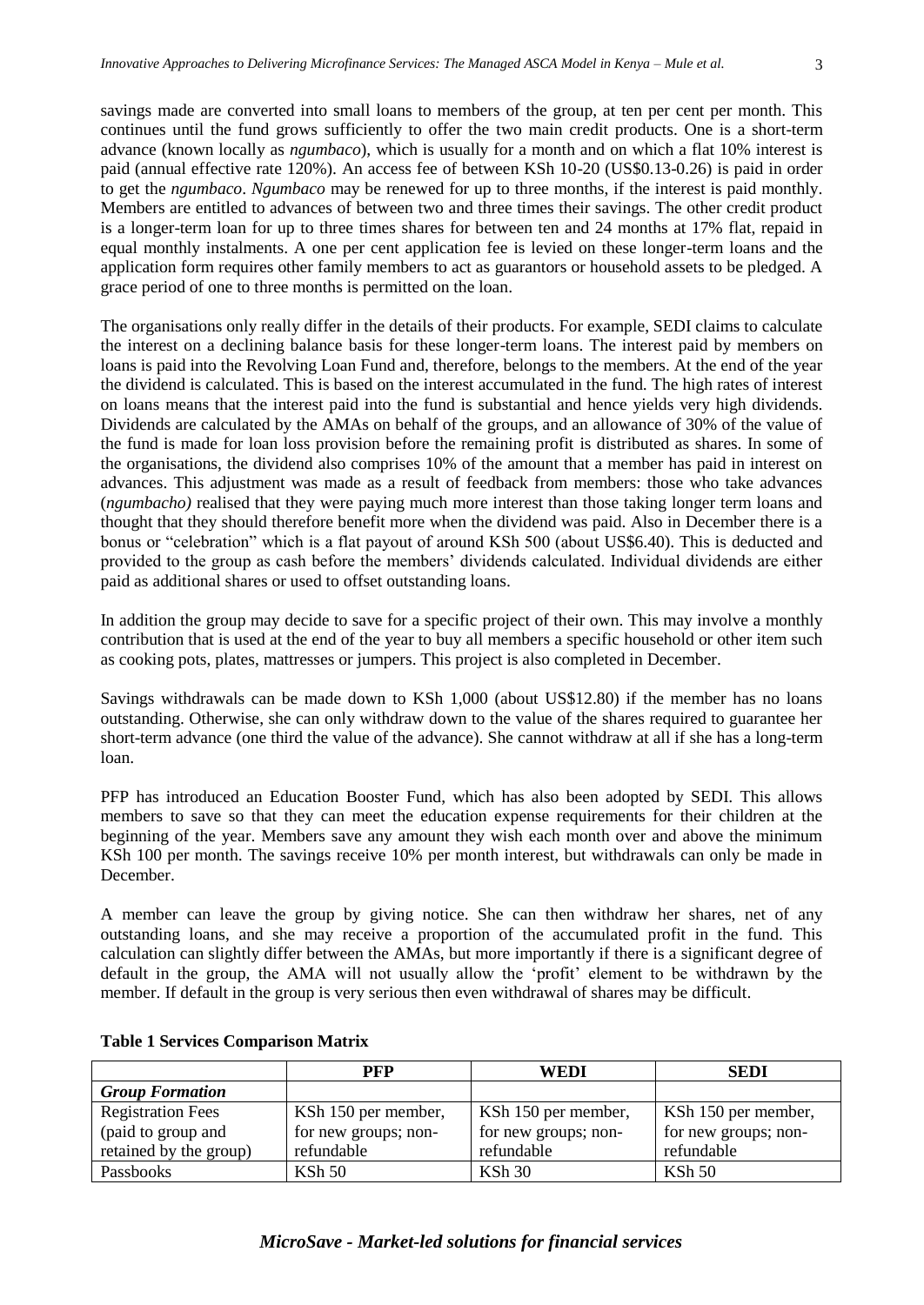savings made are converted into small loans to members of the group, at ten per cent per month. This continues until the fund grows sufficiently to offer the two main credit products. One is a short-term advance (known locally as *ngumbaco*), which is usually for a month and on which a flat 10% interest is paid (annual effective rate 120%). An access fee of between KSh 10-20 (US$0.13-0.26) is paid in order to get the *ngumbaco*. *Ngumbaco* may be renewed for up to three months, if the interest is paid monthly. Members are entitled to advances of between two and three times their savings. The other credit product is a longer-term loan for up to three times shares for between ten and 24 months at 17% flat, repaid in equal monthly instalments. A one per cent application fee is levied on these longer-term loans and the application form requires other family members to act as guarantors or household assets to be pledged. A grace period of one to three months is permitted on the loan.

The organisations only really differ in the details of their products. For example, SEDI claims to calculate the interest on a declining balance basis for these longer-term loans. The interest paid by members on loans is paid into the Revolving Loan Fund and, therefore, belongs to the members. At the end of the year the dividend is calculated. This is based on the interest accumulated in the fund. The high rates of interest on loans means that the interest paid into the fund is substantial and hence yields very high dividends. Dividends are calculated by the AMAs on behalf of the groups, and an allowance of 30% of the value of the fund is made for loan loss provision before the remaining profit is distributed as shares. In some of the organisations, the dividend also comprises 10% of the amount that a member has paid in interest on advances. This adjustment was made as a result of feedback from members: those who take advances (*ngumbacho)* realised that they were paying much more interest than those taking longer term loans and thought that they should therefore benefit more when the dividend was paid. Also in December there is a bonus or "celebration" which is a flat payout of around KSh 500 (about US$6.40). This is deducted and provided to the group as cash before the members' dividends calculated. Individual dividends are either paid as additional shares or used to offset outstanding loans.

In addition the group may decide to save for a specific project of their own. This may involve a monthly contribution that is used at the end of the year to buy all members a specific household or other item such as cooking pots, plates, mattresses or jumpers. This project is also completed in December.

Savings withdrawals can be made down to KSh 1,000 (about US$12.80) if the member has no loans outstanding. Otherwise, she can only withdraw down to the value of the shares required to guarantee her short-term advance (one third the value of the advance). She cannot withdraw at all if she has a long-term loan.

PFP has introduced an Education Booster Fund, which has also been adopted by SEDI. This allows members to save so that they can meet the education expense requirements for their children at the beginning of the year. Members save any amount they wish each month over and above the minimum KSh 100 per month. The savings receive 10% per month interest, but withdrawals can only be made in December.

A member can leave the group by giving notice. She can then withdraw her shares, net of any outstanding loans, and she may receive a proportion of the accumulated profit in the fund. This calculation can slightly differ between the AMAs, but more importantly if there is a significant degree of default in the group, the AMA will not usually allow the 'profit' element to be withdrawn by the member. If default in the group is very serious then even withdrawal of shares may be difficult.

**Table 1 Services Comparison Matrix**

| | PFP | WEDI | SEDI |
|---|---|---|---|
| ***Group Formation*** | | | |
| Registration Fees (paid to group and retained by the group) | KSh 150 per member, for new groups; non-refundable | KSh 150 per member, for new groups; non-refundable | KSh 150 per member, for new groups; non-refundable |
| Passbooks | KSh 50 | KSh 30 | KSh 50 |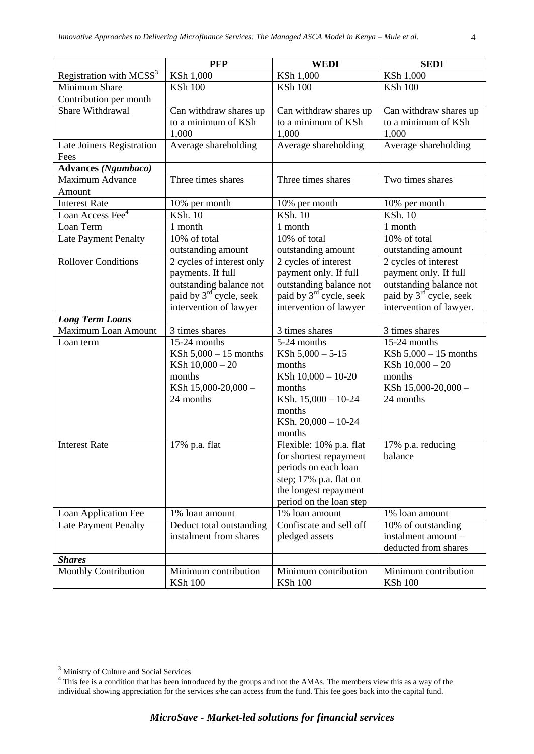| | PFP | WEDI | SEDI |
|---|---|---|---|
| Registration with MCSS[3] | KSh 1,000 | KSh 1,000 | KSh 1,000 |
| Minimum Share Contribution per month | KSh 100 | KSh 100 | KSh 100 |
| Share Withdrawal | Can withdraw shares up to a minimum of KSh 1,000 | Can withdraw shares up to a minimum of KSh 1,000 | Can withdraw shares up to a minimum of KSh 1,000 |
| Late Joiners Registration Fees | Average shareholding | Average shareholding | Average shareholding |
| **Advances *(Ngumbaco)*** | | | |
| Maximum Advance Amount | Three times shares | Three times shares | Two times shares |
| Interest Rate | 10% per month | 10% per month | 10% per month |
| Loan Access Fee[4] | KSh. 10 | KSh. 10 | KSh. 10 |
| Loan Term | 1 month | 1 month | 1 month |
| Late Payment Penalty | 10% of total outstanding amount | 10% of total outstanding amount | 10% of total outstanding amount |
| Rollover Conditions | 2 cycles of interest only payments. If full outstanding balance not paid by 3rd cycle, seek intervention of lawyer | 2 cycles of interest payment only. If full outstanding balance not paid by 3rd cycle, seek intervention of lawyer | 2 cycles of interest payment only. If full outstanding balance not paid by 3rd cycle, seek intervention of lawyer. |
| ***Long Term Loans*** | | | |
| Maximum Loan Amount | 3 times shares | 3 times shares | 3 times shares |
| Loan term | 15-24 months<br>KSh 5,000 – 15 months<br>KSh 10,000 – 20 months<br>KSh 15,000-20,000 – 24 months | 5-24 months<br>KSh 5,000 – 5-15 months<br>KSh 10,000 – 10-20 months<br>KSh. 15,000 – 10-24 months<br>KSh. 20,000 – 10-24 months | 15-24 months<br>KSh 5,000 – 15 months<br>KSh 10,000 – 20 months<br>KSh 15,000-20,000 – 24 months |
| Interest Rate | 17% p.a. flat | Flexible: 10% p.a. flat for shortest repayment periods on each loan step; 17% p.a. flat on the longest repayment period on the loan step | 17% p.a. reducing balance |
| Loan Application Fee | 1% loan amount | 1% loan amount | 1% loan amount |
| Late Payment Penalty | Deduct total outstanding instalment from shares | Confiscate and sell off pledged assets | 10% of outstanding instalment amount – deducted from shares |
| ***Shares*** | | | |
| Monthly Contribution | Minimum contribution KSh 100 | Minimum contribution KSh 100 | Minimum contribution KSh 100 |

[3] Ministry of Culture and Social Services

[4] This fee is a condition that has been introduced by the groups and not the AMAs. The members view this as a way of the individual showing appreciation for the services s/he can access from the fund. This fee goes back into the capital fund.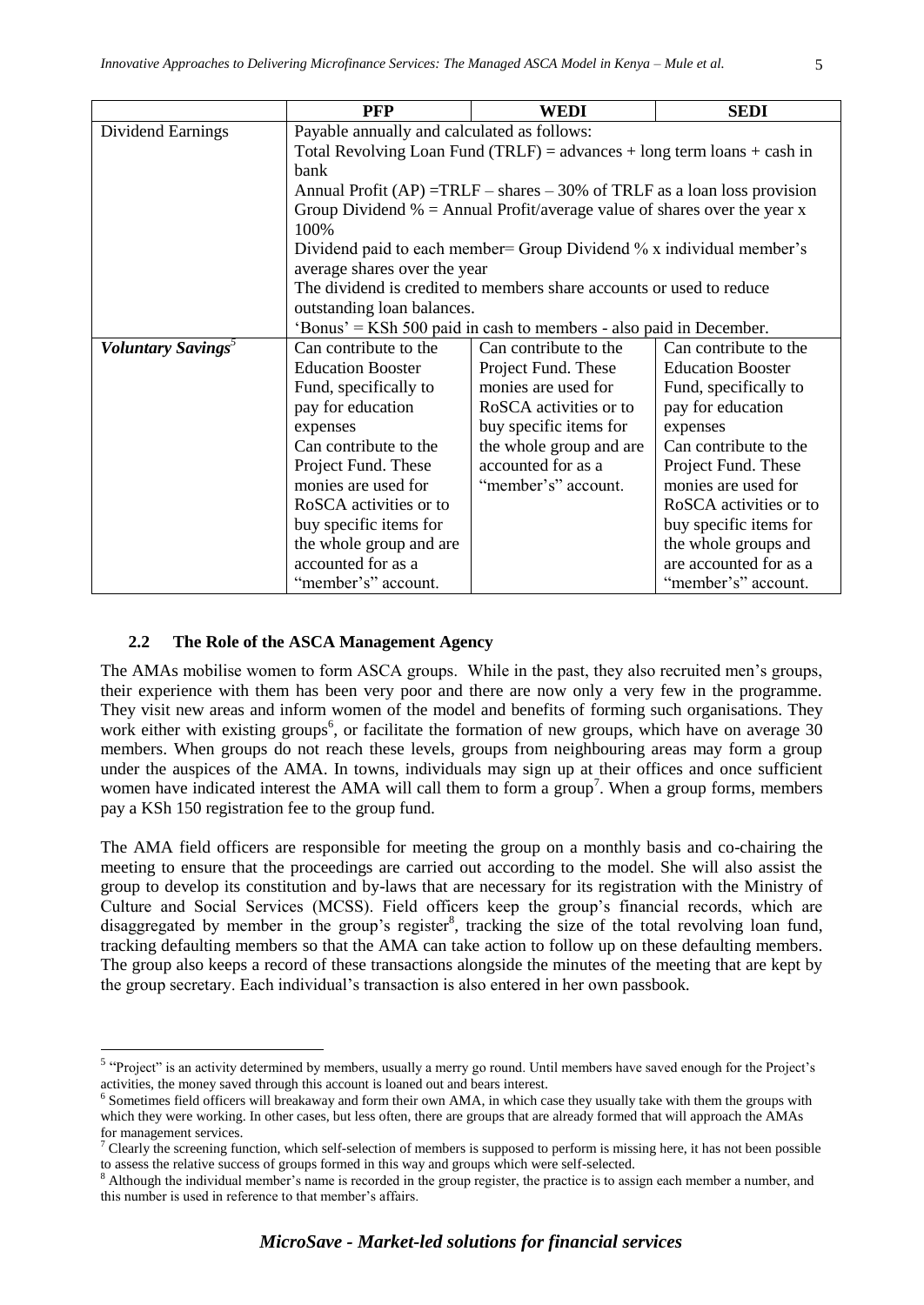| | PFP | WEDI | SEDI |
|---|---|---|---|
| Dividend Earnings | Payable annually and calculated as follows:<br>Total Revolving Loan Fund (TRLF) = advances + long term loans + cash in bank<br>Annual Profit (AP) =TRLF – shares – 30% of TRLF as a loan loss provision<br>Group Dividend % = Annual Profit/average value of shares over the year x 100%<br>Dividend paid to each member= Group Dividend % x individual member's average shares over the year<br>The dividend is credited to members share accounts or used to reduce outstanding loan balances.<br>'Bonus' = KSh 500 paid in cash to members - also paid in December. | | |
| ***Voluntary Savings***[5] | Can contribute to the Education Booster Fund, specifically to pay for education expenses<br>Can contribute to the Project Fund. These monies are used for RoSCA activities or to buy specific items for the whole group and are accounted for as a "member's" account. | Can contribute to the Project Fund. These monies are used for RoSCA activities or to buy specific items for the whole group and are accounted for as a "member's" account. | Can contribute to the Education Booster Fund, specifically to pay for education expenses<br>Can contribute to the Project Fund. These monies are used for RoSCA activities or to buy specific items for the whole groups and are accounted for as a "member's" account. |

## 2.2 The Role of the ASCA Management Agency

The AMAs mobilise women to form ASCA groups. While in the past, they also recruited men's groups, their experience with them has been very poor and there are now only a very few in the programme. They visit new areas and inform women of the model and benefits of forming such organisations. They work either with existing groups[6], or facilitate the formation of new groups, which have on average 30 members. When groups do not reach these levels, groups from neighbouring areas may form a group under the auspices of the AMA. In towns, individuals may sign up at their offices and once sufficient women have indicated interest the AMA will call them to form a group[7]. When a group forms, members pay a KSh 150 registration fee to the group fund.

The AMA field officers are responsible for meeting the group on a monthly basis and co-chairing the meeting to ensure that the proceedings are carried out according to the model. She will also assist the group to develop its constitution and by-laws that are necessary for its registration with the Ministry of Culture and Social Services (MCSS). Field officers keep the group's financial records, which are disaggregated by member in the group's register[8], tracking the size of the total revolving loan fund, tracking defaulting members so that the AMA can take action to follow up on these defaulting members. The group also keeps a record of these transactions alongside the minutes of the meeting that are kept by the group secretary. Each individual's transaction is also entered in her own passbook.

---

[5] "Project" is an activity determined by members, usually a merry go round. Until members have saved enough for the Project's activities, the money saved through this account is loaned out and bears interest.

[6] Sometimes field officers will breakaway and form their own AMA, in which case they usually take with them the groups with which they were working. In other cases, but less often, there are groups that are already formed that will approach the AMAs for management services.

[7] Clearly the screening function, which self-selection of members is supposed to perform is missing here, it has not been possible to assess the relative success of groups formed in this way and groups which were self-selected.

[8] Although the individual member's name is recorded in the group register, the practice is to assign each member a number, and this number is used in reference to that member's affairs.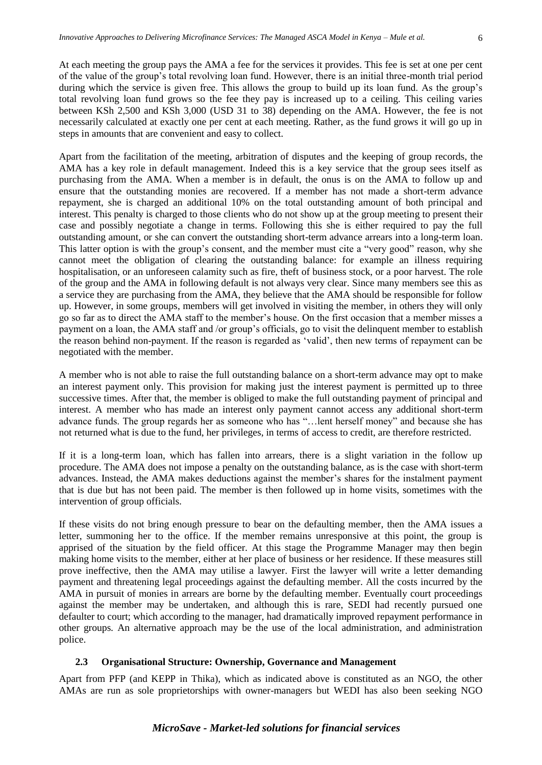At each meeting the group pays the AMA a fee for the services it provides. This fee is set at one per cent of the value of the group's total revolving loan fund. However, there is an initial three-month trial period during which the service is given free. This allows the group to build up its loan fund. As the group's total revolving loan fund grows so the fee they pay is increased up to a ceiling. This ceiling varies between KSh 2,500 and KSh 3,000 (USD 31 to 38) depending on the AMA. However, the fee is not necessarily calculated at exactly one per cent at each meeting. Rather, as the fund grows it will go up in steps in amounts that are convenient and easy to collect.

Apart from the facilitation of the meeting, arbitration of disputes and the keeping of group records, the AMA has a key role in default management. Indeed this is a key service that the group sees itself as purchasing from the AMA. When a member is in default, the onus is on the AMA to follow up and ensure that the outstanding monies are recovered. If a member has not made a short-term advance repayment, she is charged an additional 10% on the total outstanding amount of both principal and interest. This penalty is charged to those clients who do not show up at the group meeting to present their case and possibly negotiate a change in terms. Following this she is either required to pay the full outstanding amount, or she can convert the outstanding short-term advance arrears into a long-term loan. This latter option is with the group's consent, and the member must cite a "very good" reason, why she cannot meet the obligation of clearing the outstanding balance: for example an illness requiring hospitalisation, or an unforeseen calamity such as fire, theft of business stock, or a poor harvest. The role of the group and the AMA in following default is not always very clear. Since many members see this as a service they are purchasing from the AMA, they believe that the AMA should be responsible for follow up. However, in some groups, members will get involved in visiting the member, in others they will only go so far as to direct the AMA staff to the member's house. On the first occasion that a member misses a payment on a loan, the AMA staff and /or group's officials, go to visit the delinquent member to establish the reason behind non-payment. If the reason is regarded as 'valid', then new terms of repayment can be negotiated with the member.

A member who is not able to raise the full outstanding balance on a short-term advance may opt to make an interest payment only. This provision for making just the interest payment is permitted up to three successive times. After that, the member is obliged to make the full outstanding payment of principal and interest. A member who has made an interest only payment cannot access any additional short-term advance funds. The group regards her as someone who has "…lent herself money" and because she has not returned what is due to the fund, her privileges, in terms of access to credit, are therefore restricted.

If it is a long-term loan, which has fallen into arrears, there is a slight variation in the follow up procedure. The AMA does not impose a penalty on the outstanding balance, as is the case with short-term advances. Instead, the AMA makes deductions against the member's shares for the instalment payment that is due but has not been paid. The member is then followed up in home visits, sometimes with the intervention of group officials.

If these visits do not bring enough pressure to bear on the defaulting member, then the AMA issues a letter, summoning her to the office. If the member remains unresponsive at this point, the group is apprised of the situation by the field officer. At this stage the Programme Manager may then begin making home visits to the member, either at her place of business or her residence. If these measures still prove ineffective, then the AMA may utilise a lawyer. First the lawyer will write a letter demanding payment and threatening legal proceedings against the defaulting member. All the costs incurred by the AMA in pursuit of monies in arrears are borne by the defaulting member. Eventually court proceedings against the member may be undertaken, and although this is rare, SEDI had recently pursued one defaulter to court; which according to the manager, had dramatically improved repayment performance in other groups. An alternative approach may be the use of the local administration, and administration police.

### 2.3 Organisational Structure: Ownership, Governance and Management

Apart from PFP (and KEPP in Thika), which as indicated above is constituted as an NGO, the other AMAs are run as sole proprietorships with owner-managers but WEDI has also been seeking NGO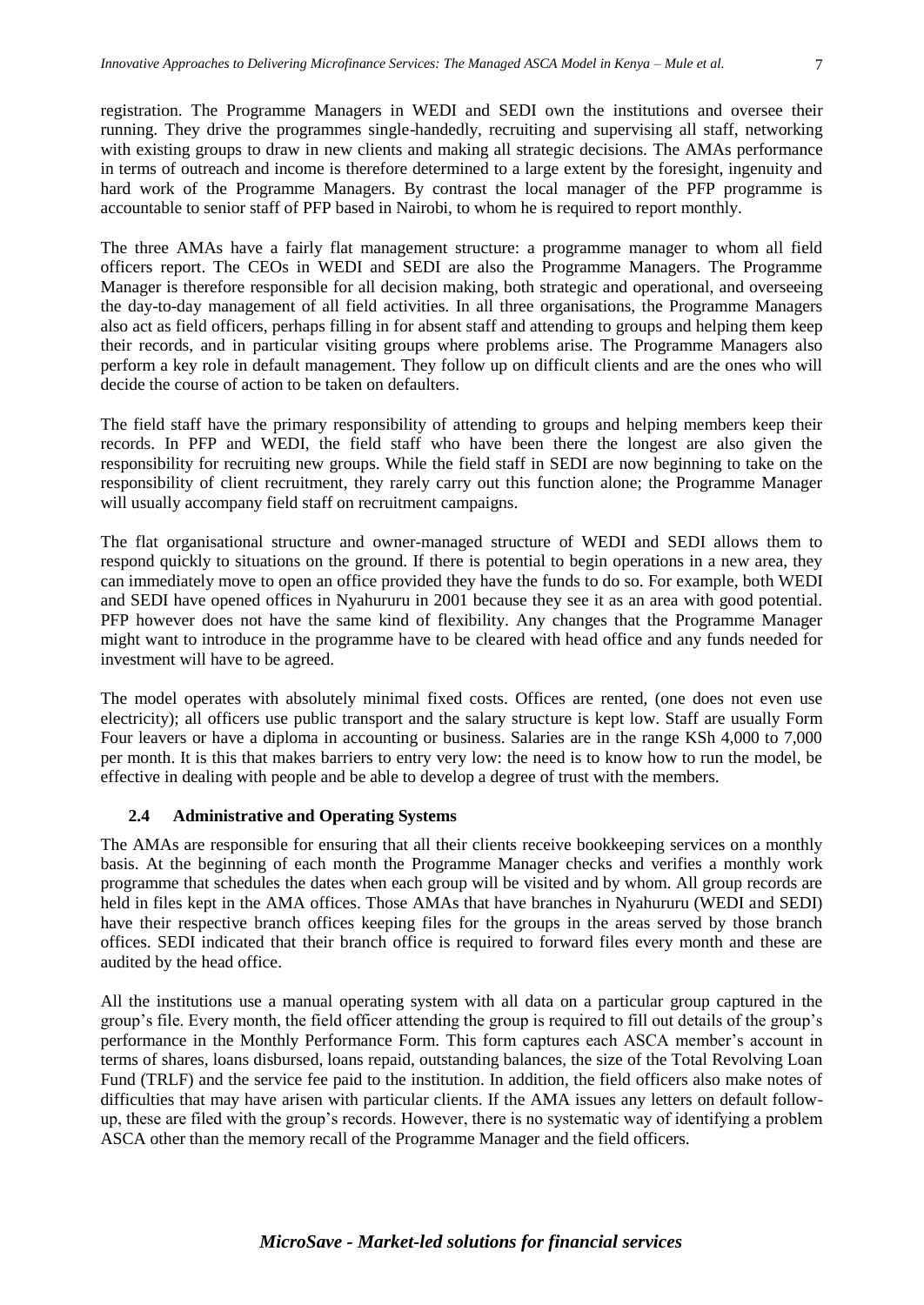registration. The Programme Managers in WEDI and SEDI own the institutions and oversee their running. They drive the programmes single-handedly, recruiting and supervising all staff, networking with existing groups to draw in new clients and making all strategic decisions. The AMAs performance in terms of outreach and income is therefore determined to a large extent by the foresight, ingenuity and hard work of the Programme Managers. By contrast the local manager of the PFP programme is accountable to senior staff of PFP based in Nairobi, to whom he is required to report monthly.

The three AMAs have a fairly flat management structure: a programme manager to whom all field officers report. The CEOs in WEDI and SEDI are also the Programme Managers. The Programme Manager is therefore responsible for all decision making, both strategic and operational, and overseeing the day-to-day management of all field activities. In all three organisations, the Programme Managers also act as field officers, perhaps filling in for absent staff and attending to groups and helping them keep their records, and in particular visiting groups where problems arise. The Programme Managers also perform a key role in default management. They follow up on difficult clients and are the ones who will decide the course of action to be taken on defaulters.

The field staff have the primary responsibility of attending to groups and helping members keep their records. In PFP and WEDI, the field staff who have been there the longest are also given the responsibility for recruiting new groups. While the field staff in SEDI are now beginning to take on the responsibility of client recruitment, they rarely carry out this function alone; the Programme Manager will usually accompany field staff on recruitment campaigns.

The flat organisational structure and owner-managed structure of WEDI and SEDI allows them to respond quickly to situations on the ground. If there is potential to begin operations in a new area, they can immediately move to open an office provided they have the funds to do so. For example, both WEDI and SEDI have opened offices in Nyahururu in 2001 because they see it as an area with good potential. PFP however does not have the same kind of flexibility. Any changes that the Programme Manager might want to introduce in the programme have to be cleared with head office and any funds needed for investment will have to be agreed.

The model operates with absolutely minimal fixed costs. Offices are rented, (one does not even use electricity); all officers use public transport and the salary structure is kept low. Staff are usually Form Four leavers or have a diploma in accounting or business. Salaries are in the range KSh 4,000 to 7,000 per month. It is this that makes barriers to entry very low: the need is to know how to run the model, be effective in dealing with people and be able to develop a degree of trust with the members.

### 2.4 Administrative and Operating Systems

The AMAs are responsible for ensuring that all their clients receive bookkeeping services on a monthly basis. At the beginning of each month the Programme Manager checks and verifies a monthly work programme that schedules the dates when each group will be visited and by whom. All group records are held in files kept in the AMA offices. Those AMAs that have branches in Nyahururu (WEDI and SEDI) have their respective branch offices keeping files for the groups in the areas served by those branch offices. SEDI indicated that their branch office is required to forward files every month and these are audited by the head office.

All the institutions use a manual operating system with all data on a particular group captured in the group's file. Every month, the field officer attending the group is required to fill out details of the group's performance in the Monthly Performance Form. This form captures each ASCA member's account in terms of shares, loans disbursed, loans repaid, outstanding balances, the size of the Total Revolving Loan Fund (TRLF) and the service fee paid to the institution. In addition, the field officers also make notes of difficulties that may have arisen with particular clients. If the AMA issues any letters on default follow-up, these are filed with the group's records. However, there is no systematic way of identifying a problem ASCA other than the memory recall of the Programme Manager and the field officers.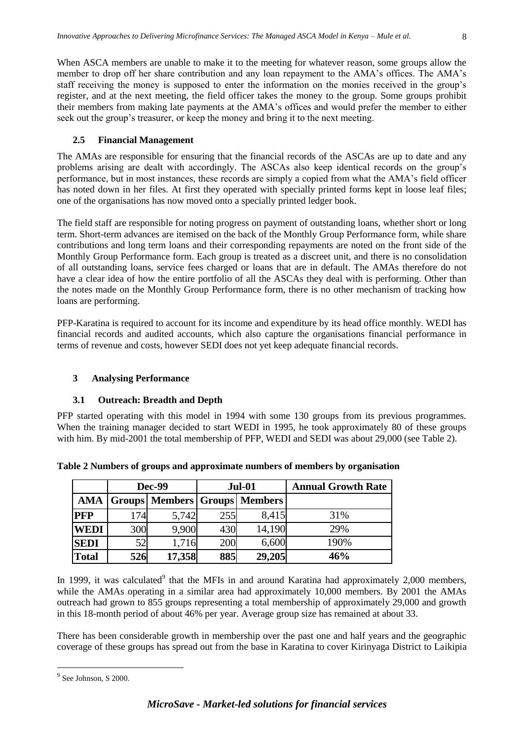When ASCA members are unable to make it to the meeting for whatever reason, some groups allow the member to drop off her share contribution and any loan repayment to the AMA's offices. The AMA's staff receiving the money is supposed to enter the information on the monies received in the group's register, and at the next meeting, the field officer takes the money to the group. Some groups prohibit their members from making late payments at the AMA's offices and would prefer the member to either seek out the group's treasurer, or keep the money and bring it to the next meeting.

### 2.5 Financial Management

The AMAs are responsible for ensuring that the financial records of the ASCAs are up to date and any problems arising are dealt with accordingly. The ASCAs also keep identical records on the group's performance, but in most instances, these records are simply a copied from what the AMA's field officer has noted down in her files. At first they operated with specially printed forms kept in loose leaf files; one of the organisations has now moved onto a specially printed ledger book.

The field staff are responsible for noting progress on payment of outstanding loans, whether short or long term. Short-term advances are itemised on the back of the Monthly Group Performance form, while share contributions and long term loans and their corresponding repayments are noted on the front side of the Monthly Group Performance form. Each group is treated as a discreet unit, and there is no consolidation of all outstanding loans, service fees charged or loans that are in default. The AMAs therefore do not have a clear idea of how the entire portfolio of all the ASCAs they deal with is performing. Other than the notes made on the Monthly Group Performance form, there is no other mechanism of tracking how loans are performing.

PFP-Karatina is required to account for its income and expenditure by its head office monthly. WEDI has financial records and audited accounts, which also capture the organisations financial performance in terms of revenue and costs, however SEDI does not yet keep adequate financial records.

## 3 Analysing Performance

### 3.1 Outreach: Breadth and Depth

PFP started operating with this model in 1994 with some 130 groups from its previous programmes. When the training manager decided to start WEDI in 1995, he took approximately 80 of these groups with him. By mid-2001 the total membership of PFP, WEDI and SEDI was about 29,000 (see Table 2).

**Table 2 Numbers of groups and approximate numbers of members by organisation**

| | Dec-99 | | Jul-01 | | Annual Growth Rate |
|---|---|---|---|---|---|
| **AMA** | **Groups** | **Members** | **Groups** | **Members** | |
| **PFP** | 174 | 5,742 | 255 | 8,415 | 31% |
| **WEDI** | 300 | 9,900 | 430 | 14,190 | 29% |
| **SEDI** | 52 | 1,716 | 200 | 6,600 | 190% |
| **Total** | **526** | **17,358** | **885** | **29,205** | **46%** |

In 1999, it was calculated[9] that the MFIs in and around Karatina had approximately 2,000 members, while the AMAs operating in a similar area had approximately 10,000 members. By 2001 the AMAs outreach had grown to 855 groups representing a total membership of approximately 29,000 and growth in this 18-month period of about 46% per year. Average group size has remained at about 33.

There has been considerable growth in membership over the past one and half years and the geographic coverage of these groups has spread out from the base in Karatina to cover Kirinyaga District to Laikipia

[9] See Johnson, S 2000.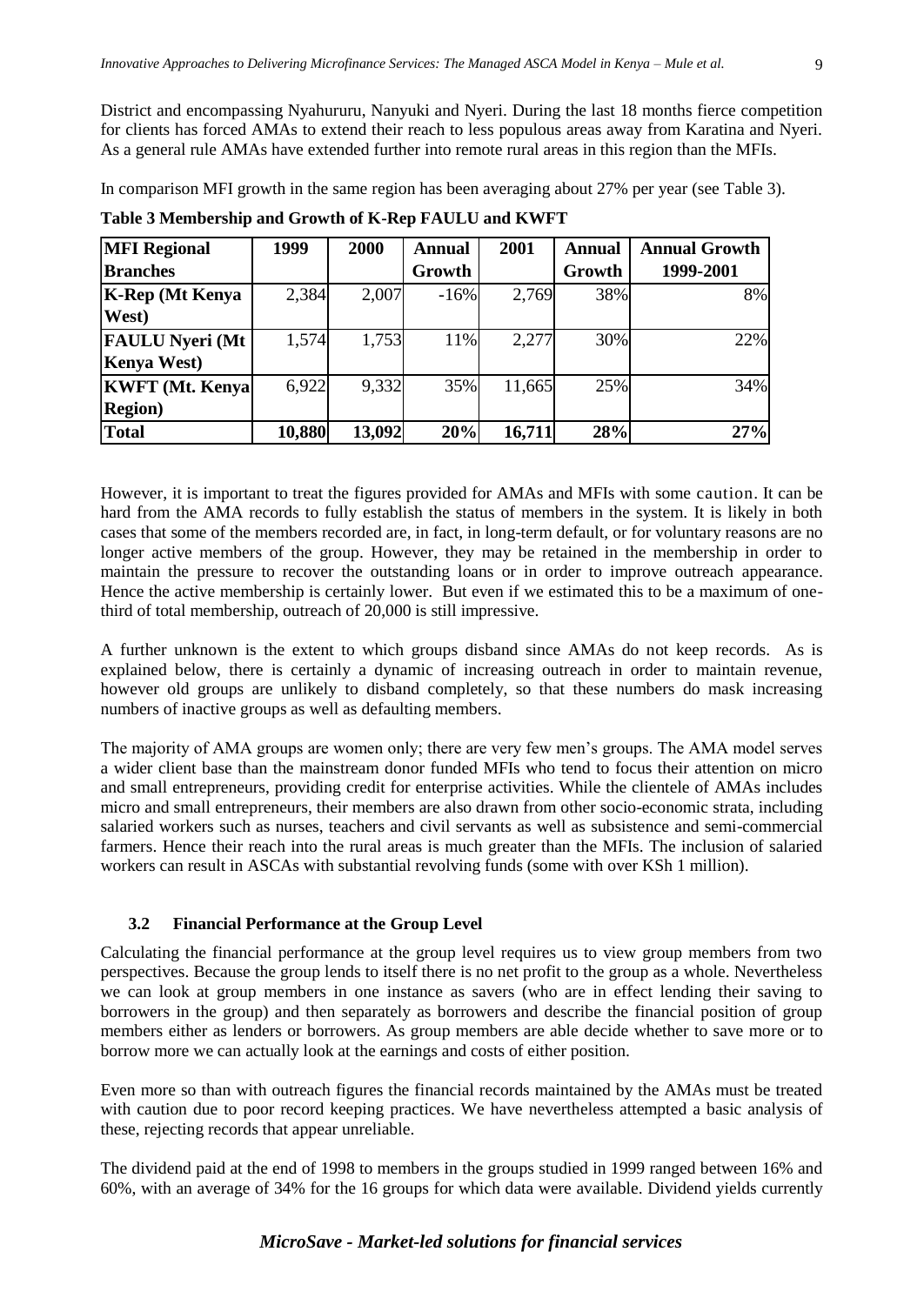District and encompassing Nyahururu, Nanyuki and Nyeri. During the last 18 months fierce competition for clients has forced AMAs to extend their reach to less populous areas away from Karatina and Nyeri. As a general rule AMAs have extended further into remote rural areas in this region than the MFIs.

In comparison MFI growth in the same region has been averaging about 27% per year (see Table 3).

**Table 3 Membership and Growth of K-Rep FAULU and KWFT**

| MFI Regional Branches | 1999 | 2000 | Annual Growth | 2001 | Annual Growth | Annual Growth 1999-2001 |
|---|---|---|---|---|---|---|
| **K-Rep (Mt Kenya West)** | 2,384 | 2,007 | -16% | 2,769 | 38% | 8% |
| **FAULU Nyeri (Mt Kenya West)** | 1,574 | 1,753 | 11% | 2,277 | 30% | 22% |
| **KWFT (Mt. Kenya Region)** | 6,922 | 9,332 | 35% | 11,665 | 25% | 34% |
| **Total** | **10,880** | **13,092** | **20%** | **16,711** | **28%** | **27%** |

However, it is important to treat the figures provided for AMAs and MFIs with some caution. It can be hard from the AMA records to fully establish the status of members in the system. It is likely in both cases that some of the members recorded are, in fact, in long-term default, or for voluntary reasons are no longer active members of the group. However, they may be retained in the membership in order to maintain the pressure to recover the outstanding loans or in order to improve outreach appearance. Hence the active membership is certainly lower. But even if we estimated this to be a maximum of one-third of total membership, outreach of 20,000 is still impressive.

A further unknown is the extent to which groups disband since AMAs do not keep records. As is explained below, there is certainly a dynamic of increasing outreach in order to maintain revenue, however old groups are unlikely to disband completely, so that these numbers do mask increasing numbers of inactive groups as well as defaulting members.

The majority of AMA groups are women only; there are very few men's groups. The AMA model serves a wider client base than the mainstream donor funded MFIs who tend to focus their attention on micro and small entrepreneurs, providing credit for enterprise activities. While the clientele of AMAs includes micro and small entrepreneurs, their members are also drawn from other socio-economic strata, including salaried workers such as nurses, teachers and civil servants as well as subsistence and semi-commercial farmers. Hence their reach into the rural areas is much greater than the MFIs. The inclusion of salaried workers can result in ASCAs with substantial revolving funds (some with over KSh 1 million).

### 3.2 Financial Performance at the Group Level

Calculating the financial performance at the group level requires us to view group members from two perspectives. Because the group lends to itself there is no net profit to the group as a whole. Nevertheless we can look at group members in one instance as savers (who are in effect lending their saving to borrowers in the group) and then separately as borrowers and describe the financial position of group members either as lenders or borrowers. As group members are able decide whether to save more or to borrow more we can actually look at the earnings and costs of either position.

Even more so than with outreach figures the financial records maintained by the AMAs must be treated with caution due to poor record keeping practices. We have nevertheless attempted a basic analysis of these, rejecting records that appear unreliable.

The dividend paid at the end of 1998 to members in the groups studied in 1999 ranged between 16% and 60%, with an average of 34% for the 16 groups for which data were available. Dividend yields currently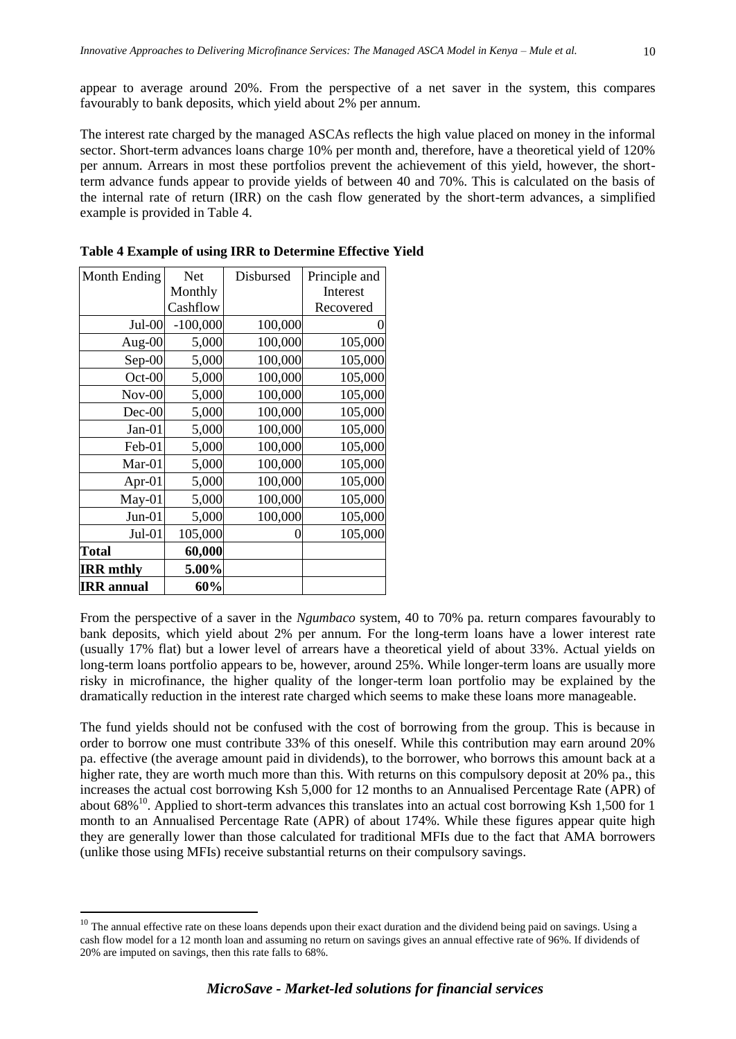appear to average around 20%. From the perspective of a net saver in the system, this compares favourably to bank deposits, which yield about 2% per annum.

The interest rate charged by the managed ASCAs reflects the high value placed on money in the informal sector. Short-term advances loans charge 10% per month and, therefore, have a theoretical yield of 120% per annum. Arrears in most these portfolios prevent the achievement of this yield, however, the short-term advance funds appear to provide yields of between 40 and 70%. This is calculated on the basis of the internal rate of return (IRR) on the cash flow generated by the short-term advances, a simplified example is provided in Table 4.

**Table 4 Example of using IRR to Determine Effective Yield**

| Month Ending | Net Monthly Cashflow | Disbursed | Principle and Interest Recovered |
|---|---|---|---|
| Jul-00 | -100,000 | 100,000 | 0 |
| Aug-00 | 5,000 | 100,000 | 105,000 |
| Sep-00 | 5,000 | 100,000 | 105,000 |
| Oct-00 | 5,000 | 100,000 | 105,000 |
| Nov-00 | 5,000 | 100,000 | 105,000 |
| Dec-00 | 5,000 | 100,000 | 105,000 |
| Jan-01 | 5,000 | 100,000 | 105,000 |
| Feb-01 | 5,000 | 100,000 | 105,000 |
| Mar-01 | 5,000 | 100,000 | 105,000 |
| Apr-01 | 5,000 | 100,000 | 105,000 |
| May-01 | 5,000 | 100,000 | 105,000 |
| Jun-01 | 5,000 | 100,000 | 105,000 |
| Jul-01 | 105,000 | 0 | 105,000 |
| **Total** | **60,000** | | |
| **IRR mthly** | **5.00%** | | |
| **IRR annual** | **60%** | | |

From the perspective of a saver in the *Ngumbaco* system, 40 to 70% pa. return compares favourably to bank deposits, which yield about 2% per annum. For the long-term loans have a lower interest rate (usually 17% flat) but a lower level of arrears have a theoretical yield of about 33%. Actual yields on long-term loans portfolio appears to be, however, around 25%. While longer-term loans are usually more risky in microfinance, the higher quality of the longer-term loan portfolio may be explained by the dramatically reduction in the interest rate charged which seems to make these loans more manageable.

The fund yields should not be confused with the cost of borrowing from the group. This is because in order to borrow one must contribute 33% of this oneself. While this contribution may earn around 20% pa. effective (the average amount paid in dividends), to the borrower, who borrows this amount back at a higher rate, they are worth much more than this. With returns on this compulsory deposit at 20% pa., this increases the actual cost borrowing Ksh 5,000 for 12 months to an Annualised Percentage Rate (APR) of about 68%[10]. Applied to short-term advances this translates into an actual cost borrowing Ksh 1,500 for 1 month to an Annualised Percentage Rate (APR) of about 174%. While these figures appear quite high they are generally lower than those calculated for traditional MFIs due to the fact that AMA borrowers (unlike those using MFIs) receive substantial returns on their compulsory savings.

[10] The annual effective rate on these loans depends upon their exact duration and the dividend being paid on savings. Using a cash flow model for a 12 month loan and assuming no return on savings gives an annual effective rate of 96%. If dividends of 20% are imputed on savings, then this rate falls to 68%.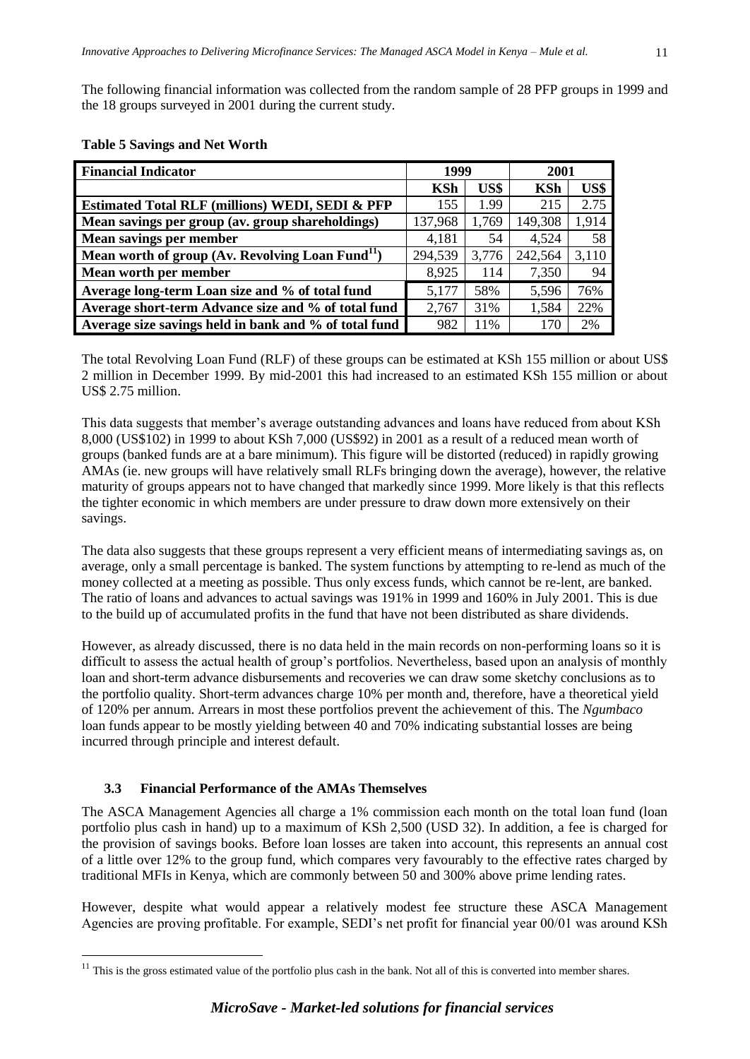The following financial information was collected from the random sample of 28 PFP groups in 1999 and the 18 groups surveyed in 2001 during the current study.

**Table 5 Savings and Net Worth**

| Financial Indicator | 1999 | | 2001 | |
|---|---|---|---|---|
| | KSh | US$ | KSh | US$ |
| **Estimated Total RLF (millions) WEDI, SEDI & PFP** | 155 | 1.99 | 215 | 2.75 |
| **Mean savings per group (av. group shareholdings)** | 137,968 | 1,769 | 149,308 | 1,914 |
| **Mean savings per member** | 4,181 | 54 | 4,524 | 58 |
| **Mean worth of group (Av. Revolving Loan Fund[11])** | 294,539 | 3,776 | 242,564 | 3,110 |
| **Mean worth per member** | 8,925 | 114 | 7,350 | 94 |
| **Average long-term Loan size and % of total fund** | 5,177 | 58% | 5,596 | 76% |
| **Average short-term Advance size and % of total fund** | 2,767 | 31% | 1,584 | 22% |
| **Average size savings held in bank and % of total fund** | 982 | 11% | 170 | 2% |

The total Revolving Loan Fund (RLF) of these groups can be estimated at KSh 155 million or about US$ 2 million in December 1999. By mid-2001 this had increased to an estimated KSh 155 million or about US$ 2.75 million.

This data suggests that member's average outstanding advances and loans have reduced from about KSh 8,000 (US$102) in 1999 to about KSh 7,000 (US$92) in 2001 as a result of a reduced mean worth of groups (banked funds are at a bare minimum). This figure will be distorted (reduced) in rapidly growing AMAs (ie. new groups will have relatively small RLFs bringing down the average), however, the relative maturity of groups appears not to have changed that markedly since 1999. More likely is that this reflects the tighter economic in which members are under pressure to draw down more extensively on their savings.

The data also suggests that these groups represent a very efficient means of intermediating savings as, on average, only a small percentage is banked. The system functions by attempting to re-lend as much of the money collected at a meeting as possible. Thus only excess funds, which cannot be re-lent, are banked. The ratio of loans and advances to actual savings was 191% in 1999 and 160% in July 2001. This is due to the build up of accumulated profits in the fund that have not been distributed as share dividends.

However, as already discussed, there is no data held in the main records on non-performing loans so it is difficult to assess the actual health of group's portfolios. Nevertheless, based upon an analysis of monthly loan and short-term advance disbursements and recoveries we can draw some sketchy conclusions as to the portfolio quality. Short-term advances charge 10% per month and, therefore, have a theoretical yield of 120% per annum. Arrears in most these portfolios prevent the achievement of this. The *Ngumbaco* loan funds appear to be mostly yielding between 40 and 70% indicating substantial losses are being incurred through principle and interest default.

### 3.3 Financial Performance of the AMAs Themselves

The ASCA Management Agencies all charge a 1% commission each month on the total loan fund (loan portfolio plus cash in hand) up to a maximum of KSh 2,500 (USD 32). In addition, a fee is charged for the provision of savings books. Before loan losses are taken into account, this represents an annual cost of a little over 12% to the group fund, which compares very favourably to the effective rates charged by traditional MFIs in Kenya, which are commonly between 50 and 300% above prime lending rates.

However, despite what would appear a relatively modest fee structure these ASCA Management Agencies are proving profitable. For example, SEDI's net profit for financial year 00/01 was around KSh

[11] This is the gross estimated value of the portfolio plus cash in the bank. Not all of this is converted into member shares.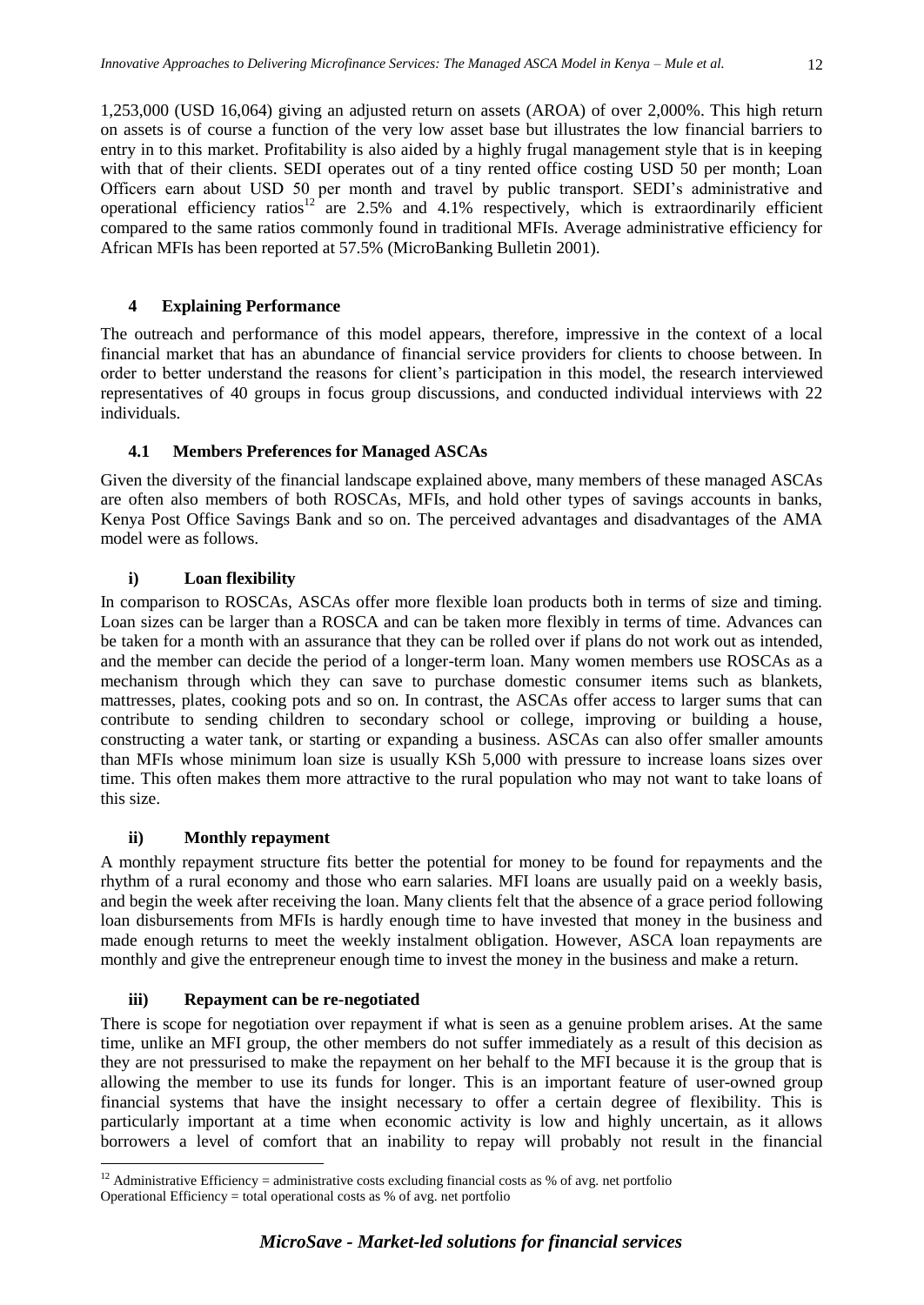1,253,000 (USD 16,064) giving an adjusted return on assets (AROA) of over 2,000%. This high return on assets is of course a function of the very low asset base but illustrates the low financial barriers to entry in to this market. Profitability is also aided by a highly frugal management style that is in keeping with that of their clients. SEDI operates out of a tiny rented office costing USD 50 per month; Loan Officers earn about USD 50 per month and travel by public transport. SEDI's administrative and operational efficiency ratios[12] are 2.5% and 4.1% respectively, which is extraordinarily efficient compared to the same ratios commonly found in traditional MFIs. Average administrative efficiency for African MFIs has been reported at 57.5% (MicroBanking Bulletin 2001).

## 4 Explaining Performance

The outreach and performance of this model appears, therefore, impressive in the context of a local financial market that has an abundance of financial service providers for clients to choose between. In order to better understand the reasons for client's participation in this model, the research interviewed representatives of 40 groups in focus group discussions, and conducted individual interviews with 22 individuals.

### 4.1 Members Preferences for Managed ASCAs

Given the diversity of the financial landscape explained above, many members of these managed ASCAs are often also members of both ROSCAs, MFIs, and hold other types of savings accounts in banks, Kenya Post Office Savings Bank and so on. The perceived advantages and disadvantages of the AMA model were as follows.

#### i) Loan flexibility

In comparison to ROSCAs, ASCAs offer more flexible loan products both in terms of size and timing. Loan sizes can be larger than a ROSCA and can be taken more flexibly in terms of time. Advances can be taken for a month with an assurance that they can be rolled over if plans do not work out as intended, and the member can decide the period of a longer-term loan. Many women members use ROSCAs as a mechanism through which they can save to purchase domestic consumer items such as blankets, mattresses, plates, cooking pots and so on. In contrast, the ASCAs offer access to larger sums that can contribute to sending children to secondary school or college, improving or building a house, constructing a water tank, or starting or expanding a business. ASCAs can also offer smaller amounts than MFIs whose minimum loan size is usually KSh 5,000 with pressure to increase loans sizes over time. This often makes them more attractive to the rural population who may not want to take loans of this size.

#### ii) Monthly repayment

A monthly repayment structure fits better the potential for money to be found for repayments and the rhythm of a rural economy and those who earn salaries. MFI loans are usually paid on a weekly basis, and begin the week after receiving the loan. Many clients felt that the absence of a grace period following loan disbursements from MFIs is hardly enough time to have invested that money in the business and made enough returns to meet the weekly instalment obligation. However, ASCA loan repayments are monthly and give the entrepreneur enough time to invest the money in the business and make a return.

#### iii) Repayment can be re-negotiated

There is scope for negotiation over repayment if what is seen as a genuine problem arises. At the same time, unlike an MFI group, the other members do not suffer immediately as a result of this decision as they are not pressurised to make the repayment on her behalf to the MFI because it is the group that is allowing the member to use its funds for longer. This is an important feature of user-owned group financial systems that have the insight necessary to offer a certain degree of flexibility. This is particularly important at a time when economic activity is low and highly uncertain, as it allows borrowers a level of comfort that an inability to repay will probably not result in the financial

---

[12] Administrative Efficiency = administrative costs excluding financial costs as % of avg. net portfolio
Operational Efficiency = total operational costs as % of avg. net portfolio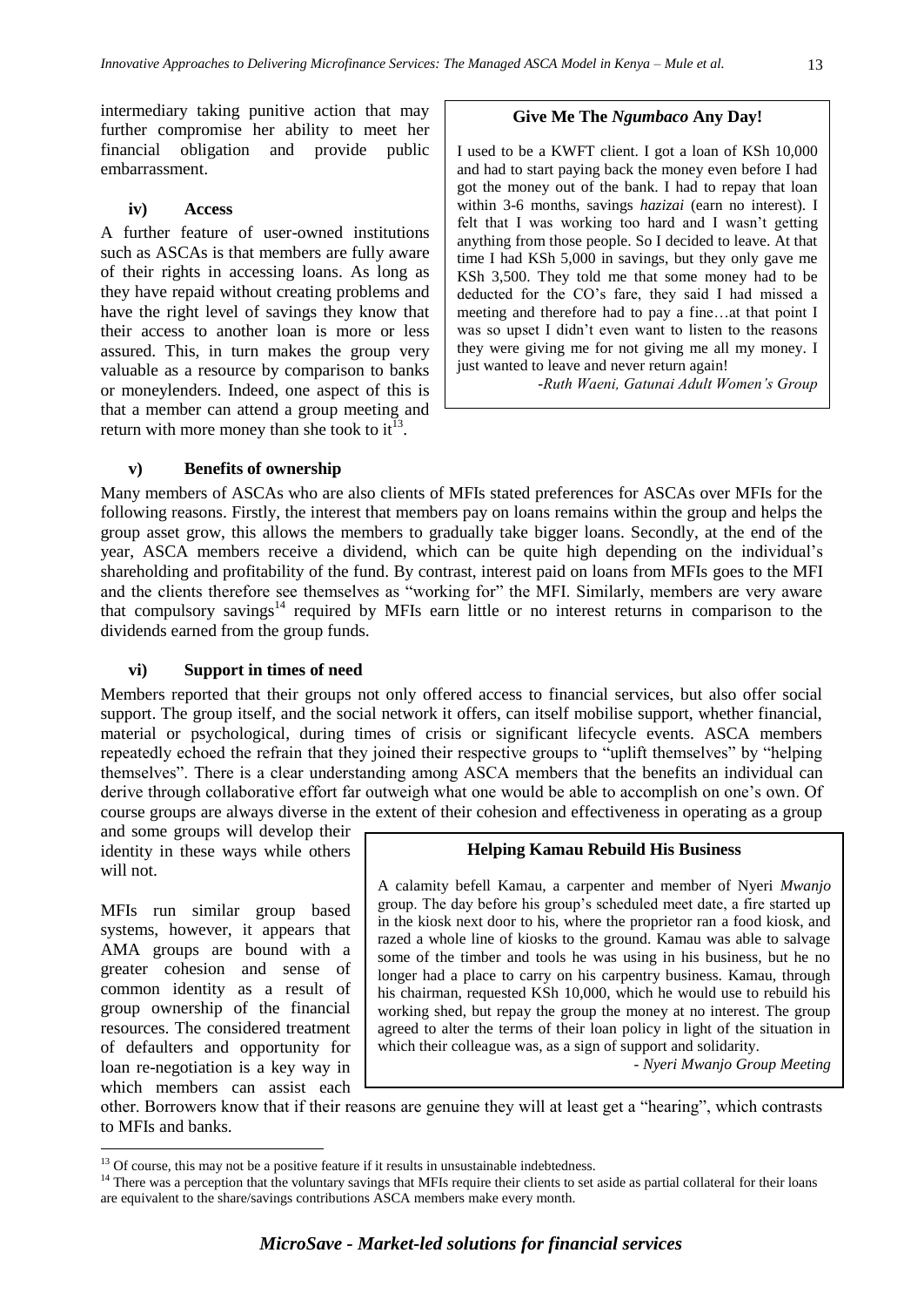intermediary taking punitive action that may further compromise her ability to meet her financial obligation and provide public embarrassment.

#### iv) Access

A further feature of user-owned institutions such as ASCAs is that members are fully aware of their rights in accessing loans. As long as they have repaid without creating problems and have the right level of savings they know that their access to another loan is more or less assured. This, in turn makes the group very valuable as a resource by comparison to banks or moneylenders. Indeed, one aspect of this is that a member can attend a group meeting and return with more money than she took to it[13].

> **Give Me The *Ngumbaco* Any Day!**
>
> I used to be a KWFT client. I got a loan of KSh 10,000 and had to start paying back the money even before I had got the money out of the bank. I had to repay that loan within 3-6 months, savings *hazizai* (earn no interest). I felt that I was working too hard and I wasn't getting anything from those people. So I decided to leave. At that time I had KSh 5,000 in savings, but they only gave me KSh 3,500. They told me that some money had to be deducted for the CO's fare, they said I had missed a meeting and therefore had to pay a fine…at that point I was so upset I didn't even want to listen to the reasons they were giving me for not giving me all my money. I just wanted to leave and never return again!
>
> *-Ruth Waeni, Gatunai Adult Women's Group*

#### v) Benefits of ownership

Many members of ASCAs who are also clients of MFIs stated preferences for ASCAs over MFIs for the following reasons. Firstly, the interest that members pay on loans remains within the group and helps the group asset grow, this allows the members to gradually take bigger loans. Secondly, at the end of the year, ASCA members receive a dividend, which can be quite high depending on the individual's shareholding and profitability of the fund. By contrast, interest paid on loans from MFIs goes to the MFI and the clients therefore see themselves as "working for" the MFI. Similarly, members are very aware that compulsory savings[14] required by MFIs earn little or no interest returns in comparison to the dividends earned from the group funds.

#### vi) Support in times of need

Members reported that their groups not only offered access to financial services, but also offer social support. The group itself, and the social network it offers, can itself mobilise support, whether financial, material or psychological, during times of crisis or significant lifecycle events. ASCA members repeatedly echoed the refrain that they joined their respective groups to "uplift themselves" by "helping themselves". There is a clear understanding among ASCA members that the benefits an individual can derive through collaborative effort far outweigh what one would be able to accomplish on one's own. Of course groups are always diverse in the extent of their cohesion and effectiveness in operating as a group and some groups will develop their identity in these ways while others will not.

MFIs run similar group based systems, however, it appears that AMA groups are bound with a greater cohesion and sense of common identity as a result of group ownership of the financial resources. The considered treatment of defaulters and opportunity for loan re-negotiation is a key way in which members can assist each other. Borrowers know that if their reasons are genuine they will at least get a "hearing", which contrasts to MFIs and banks.

> **Helping Kamau Rebuild His Business**
>
> A calamity befell Kamau, a carpenter and member of Nyeri *Mwanjo* group. The day before his group's scheduled meet date, a fire started up in the kiosk next door to his, where the proprietor ran a food kiosk, and razed a whole line of kiosks to the ground. Kamau was able to salvage some of the timber and tools he was using in his business, but he no longer had a place to carry on his carpentry business. Kamau, through his chairman, requested KSh 10,000, which he would use to rebuild his working shed, but repay the group the money at no interest. The group agreed to alter the terms of their loan policy in light of the situation in which their colleague was, as a sign of support and solidarity.
>
> *- Nyeri Mwanjo Group Meeting*

---

[13] Of course, this may not be a positive feature if it results in unsustainable indebtedness.

[14] There was a perception that the voluntary savings that MFIs require their clients to set aside as partial collateral for their loans are equivalent to the share/savings contributions ASCA members make every month.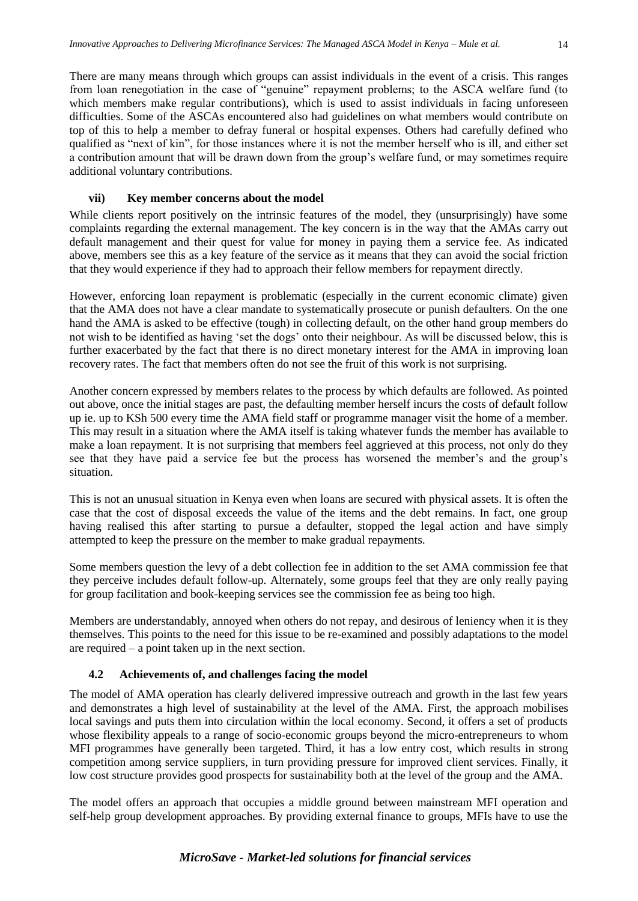There are many means through which groups can assist individuals in the event of a crisis. This ranges from loan renegotiation in the case of "genuine" repayment problems; to the ASCA welfare fund (to which members make regular contributions), which is used to assist individuals in facing unforeseen difficulties. Some of the ASCAs encountered also had guidelines on what members would contribute on top of this to help a member to defray funeral or hospital expenses. Others had carefully defined who qualified as "next of kin", for those instances where it is not the member herself who is ill, and either set a contribution amount that will be drawn down from the group's welfare fund, or may sometimes require additional voluntary contributions.

### vii) Key member concerns about the model

While clients report positively on the intrinsic features of the model, they (unsurprisingly) have some complaints regarding the external management. The key concern is in the way that the AMAs carry out default management and their quest for value for money in paying them a service fee. As indicated above, members see this as a key feature of the service as it means that they can avoid the social friction that they would experience if they had to approach their fellow members for repayment directly.

However, enforcing loan repayment is problematic (especially in the current economic climate) given that the AMA does not have a clear mandate to systematically prosecute or punish defaulters. On the one hand the AMA is asked to be effective (tough) in collecting default, on the other hand group members do not wish to be identified as having 'set the dogs' onto their neighbour. As will be discussed below, this is further exacerbated by the fact that there is no direct monetary interest for the AMA in improving loan recovery rates. The fact that members often do not see the fruit of this work is not surprising.

Another concern expressed by members relates to the process by which defaults are followed. As pointed out above, once the initial stages are past, the defaulting member herself incurs the costs of default follow up ie. up to KSh 500 every time the AMA field staff or programme manager visit the home of a member. This may result in a situation where the AMA itself is taking whatever funds the member has available to make a loan repayment. It is not surprising that members feel aggrieved at this process, not only do they see that they have paid a service fee but the process has worsened the member's and the group's situation.

This is not an unusual situation in Kenya even when loans are secured with physical assets. It is often the case that the cost of disposal exceeds the value of the items and the debt remains. In fact, one group having realised this after starting to pursue a defaulter, stopped the legal action and have simply attempted to keep the pressure on the member to make gradual repayments.

Some members question the levy of a debt collection fee in addition to the set AMA commission fee that they perceive includes default follow-up. Alternately, some groups feel that they are only really paying for group facilitation and book-keeping services see the commission fee as being too high.

Members are understandably, annoyed when others do not repay, and desirous of leniency when it is they themselves. This points to the need for this issue to be re-examined and possibly adaptations to the model are required – a point taken up in the next section.

## 4.2 Achievements of, and challenges facing the model

The model of AMA operation has clearly delivered impressive outreach and growth in the last few years and demonstrates a high level of sustainability at the level of the AMA. First, the approach mobilises local savings and puts them into circulation within the local economy. Second, it offers a set of products whose flexibility appeals to a range of socio-economic groups beyond the micro-entrepreneurs to whom MFI programmes have generally been targeted. Third, it has a low entry cost, which results in strong competition among service suppliers, in turn providing pressure for improved client services. Finally, it low cost structure provides good prospects for sustainability both at the level of the group and the AMA.

The model offers an approach that occupies a middle ground between mainstream MFI operation and self-help group development approaches. By providing external finance to groups, MFIs have to use the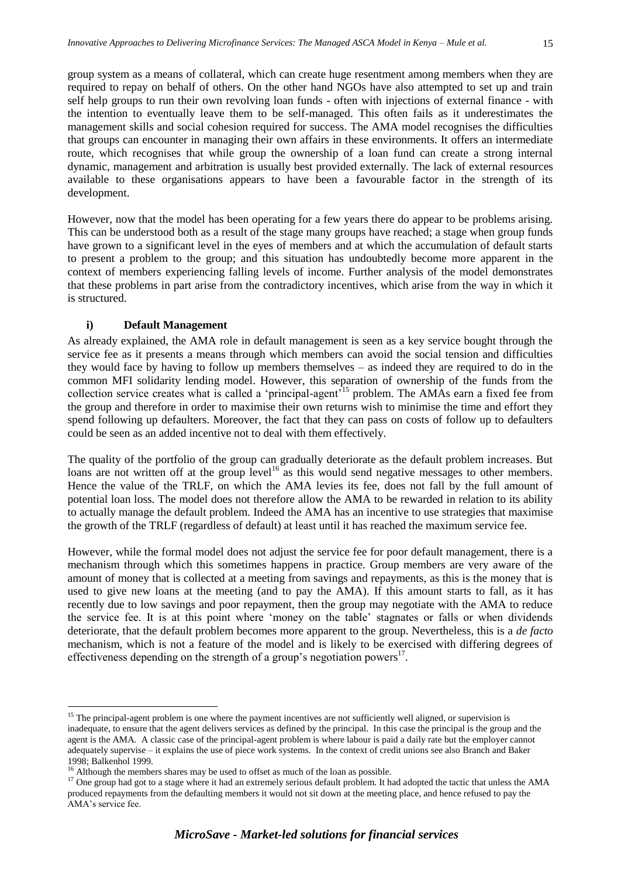group system as a means of collateral, which can create huge resentment among members when they are required to repay on behalf of others. On the other hand NGOs have also attempted to set up and train self help groups to run their own revolving loan funds - often with injections of external finance - with the intention to eventually leave them to be self-managed. This often fails as it underestimates the management skills and social cohesion required for success. The AMA model recognises the difficulties that groups can encounter in managing their own affairs in these environments. It offers an intermediate route, which recognises that while group the ownership of a loan fund can create a strong internal dynamic, management and arbitration is usually best provided externally. The lack of external resources available to these organisations appears to have been a favourable factor in the strength of its development.

However, now that the model has been operating for a few years there do appear to be problems arising. This can be understood both as a result of the stage many groups have reached; a stage when group funds have grown to a significant level in the eyes of members and at which the accumulation of default starts to present a problem to the group; and this situation has undoubtedly become more apparent in the context of members experiencing falling levels of income. Further analysis of the model demonstrates that these problems in part arise from the contradictory incentives, which arise from the way in which it is structured.

### i) Default Management

As already explained, the AMA role in default management is seen as a key service bought through the service fee as it presents a means through which members can avoid the social tension and difficulties they would face by having to follow up members themselves – as indeed they are required to do in the common MFI solidarity lending model. However, this separation of ownership of the funds from the collection service creates what is called a 'principal-agent'[15] problem. The AMAs earn a fixed fee from the group and therefore in order to maximise their own returns wish to minimise the time and effort they spend following up defaulters. Moreover, the fact that they can pass on costs of follow up to defaulters could be seen as an added incentive not to deal with them effectively.

The quality of the portfolio of the group can gradually deteriorate as the default problem increases. But loans are not written off at the group level[16] as this would send negative messages to other members. Hence the value of the TRLF, on which the AMA levies its fee, does not fall by the full amount of potential loan loss. The model does not therefore allow the AMA to be rewarded in relation to its ability to actually manage the default problem. Indeed the AMA has an incentive to use strategies that maximise the growth of the TRLF (regardless of default) at least until it has reached the maximum service fee.

However, while the formal model does not adjust the service fee for poor default management, there is a mechanism through which this sometimes happens in practice. Group members are very aware of the amount of money that is collected at a meeting from savings and repayments, as this is the money that is used to give new loans at the meeting (and to pay the AMA). If this amount starts to fall, as it has recently due to low savings and poor repayment, then the group may negotiate with the AMA to reduce the service fee. It is at this point where 'money on the table' stagnates or falls or when dividends deteriorate, that the default problem becomes more apparent to the group. Nevertheless, this is a *de facto* mechanism, which is not a feature of the model and is likely to be exercised with differing degrees of effectiveness depending on the strength of a group's negotiation powers[17].

---

[15] The principal-agent problem is one where the payment incentives are not sufficiently well aligned, or supervision is inadequate, to ensure that the agent delivers services as defined by the principal. In this case the principal is the group and the agent is the AMA. A classic case of the principal-agent problem is where labour is paid a daily rate but the employer cannot adequately supervise – it explains the use of piece work systems. In the context of credit unions see also Branch and Baker 1998; Balkenhol 1999.

[16] Although the members shares may be used to offset as much of the loan as possible.

[17] One group had got to a stage where it had an extremely serious default problem. It had adopted the tactic that unless the AMA produced repayments from the defaulting members it would not sit down at the meeting place, and hence refused to pay the AMA's service fee.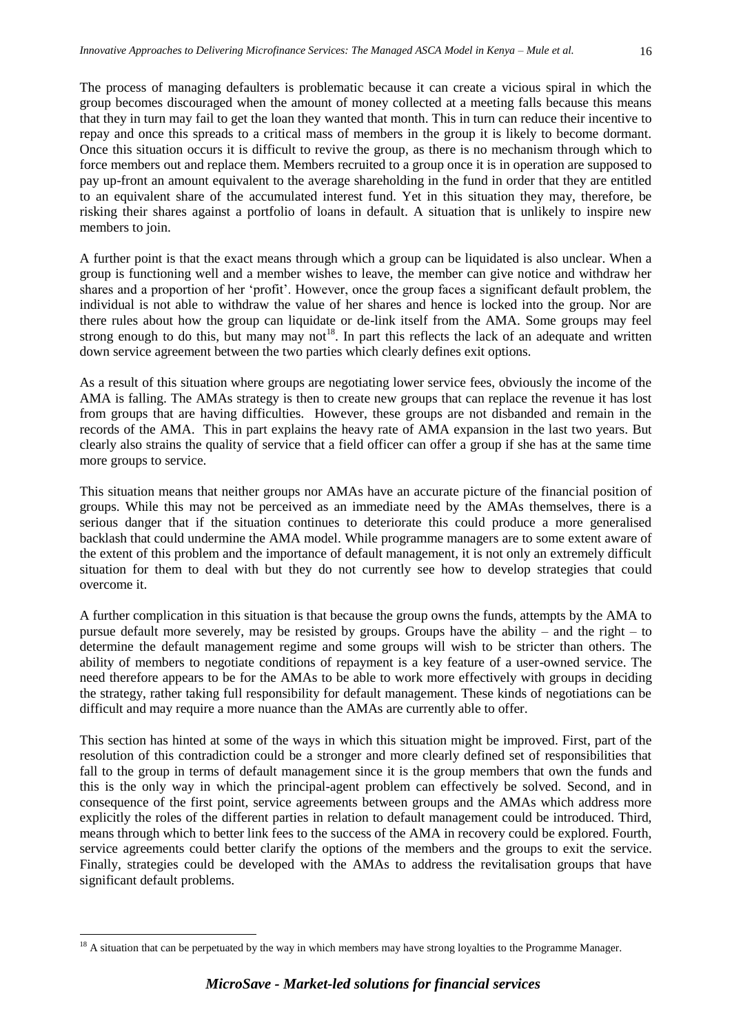The process of managing defaulters is problematic because it can create a vicious spiral in which the group becomes discouraged when the amount of money collected at a meeting falls because this means that they in turn may fail to get the loan they wanted that month. This in turn can reduce their incentive to repay and once this spreads to a critical mass of members in the group it is likely to become dormant. Once this situation occurs it is difficult to revive the group, as there is no mechanism through which to force members out and replace them. Members recruited to a group once it is in operation are supposed to pay up-front an amount equivalent to the average shareholding in the fund in order that they are entitled to an equivalent share of the accumulated interest fund. Yet in this situation they may, therefore, be risking their shares against a portfolio of loans in default. A situation that is unlikely to inspire new members to join.

A further point is that the exact means through which a group can be liquidated is also unclear. When a group is functioning well and a member wishes to leave, the member can give notice and withdraw her shares and a proportion of her 'profit'. However, once the group faces a significant default problem, the individual is not able to withdraw the value of her shares and hence is locked into the group. Nor are there rules about how the group can liquidate or de-link itself from the AMA. Some groups may feel strong enough to do this, but many may not[18]. In part this reflects the lack of an adequate and written down service agreement between the two parties which clearly defines exit options.

As a result of this situation where groups are negotiating lower service fees, obviously the income of the AMA is falling. The AMAs strategy is then to create new groups that can replace the revenue it has lost from groups that are having difficulties. However, these groups are not disbanded and remain in the records of the AMA. This in part explains the heavy rate of AMA expansion in the last two years. But clearly also strains the quality of service that a field officer can offer a group if she has at the same time more groups to service.

This situation means that neither groups nor AMAs have an accurate picture of the financial position of groups. While this may not be perceived as an immediate need by the AMAs themselves, there is a serious danger that if the situation continues to deteriorate this could produce a more generalised backlash that could undermine the AMA model. While programme managers are to some extent aware of the extent of this problem and the importance of default management, it is not only an extremely difficult situation for them to deal with but they do not currently see how to develop strategies that could overcome it.

A further complication in this situation is that because the group owns the funds, attempts by the AMA to pursue default more severely, may be resisted by groups. Groups have the ability – and the right – to determine the default management regime and some groups will wish to be stricter than others. The ability of members to negotiate conditions of repayment is a key feature of a user-owned service. The need therefore appears to be for the AMAs to be able to work more effectively with groups in deciding the strategy, rather taking full responsibility for default management. These kinds of negotiations can be difficult and may require a more nuance than the AMAs are currently able to offer.

This section has hinted at some of the ways in which this situation might be improved. First, part of the resolution of this contradiction could be a stronger and more clearly defined set of responsibilities that fall to the group in terms of default management since it is the group members that own the funds and this is the only way in which the principal-agent problem can effectively be solved. Second, and in consequence of the first point, service agreements between groups and the AMAs which address more explicitly the roles of the different parties in relation to default management could be introduced. Third, means through which to better link fees to the success of the AMA in recovery could be explored. Fourth, service agreements could better clarify the options of the members and the groups to exit the service. Finally, strategies could be developed with the AMAs to address the revitalisation groups that have significant default problems.

---

[18] A situation that can be perpetuated by the way in which members may have strong loyalties to the Programme Manager.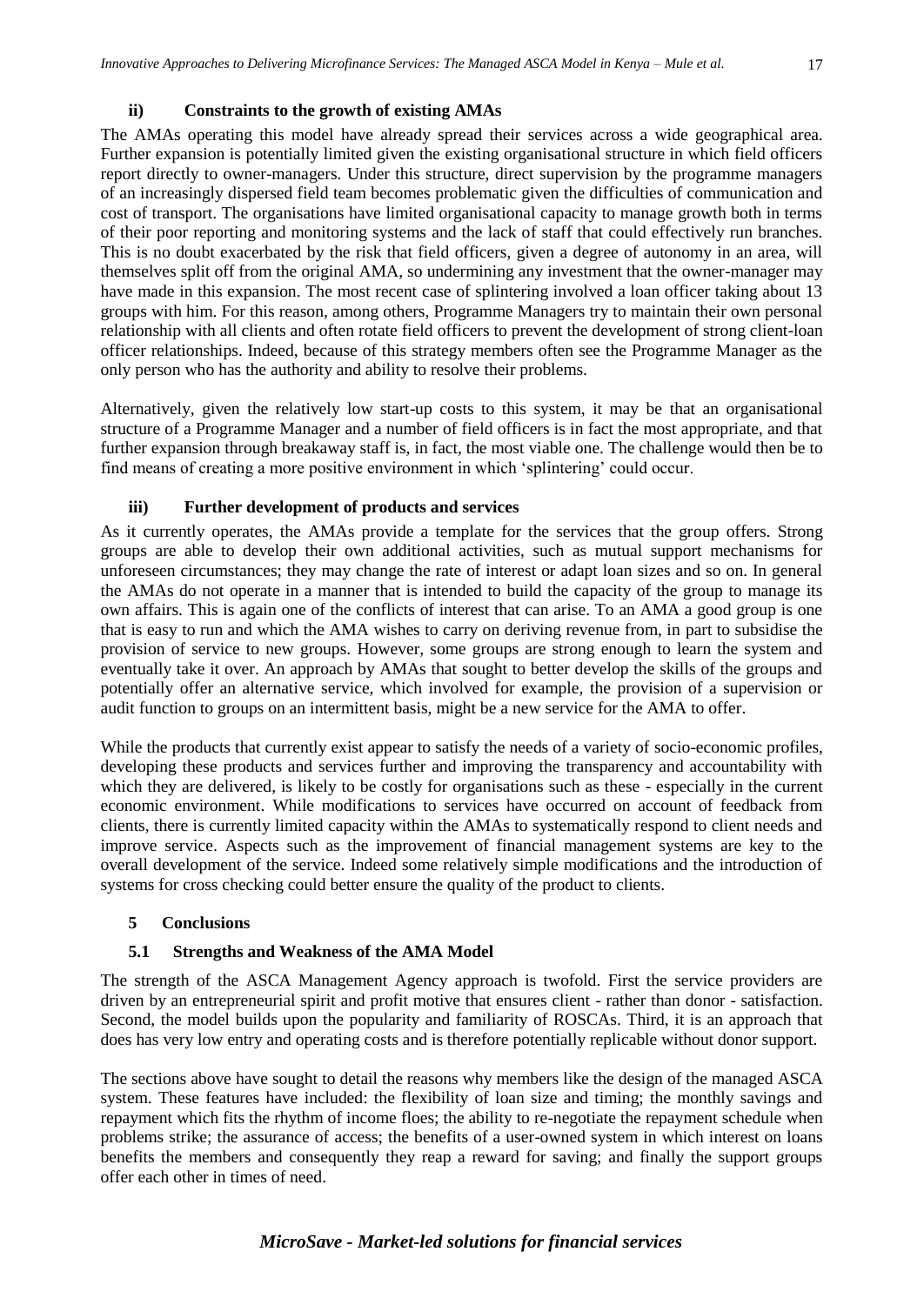#### ii) Constraints to the growth of existing AMAs

The AMAs operating this model have already spread their services across a wide geographical area. Further expansion is potentially limited given the existing organisational structure in which field officers report directly to owner-managers. Under this structure, direct supervision by the programme managers of an increasingly dispersed field team becomes problematic given the difficulties of communication and cost of transport. The organisations have limited organisational capacity to manage growth both in terms of their poor reporting and monitoring systems and the lack of staff that could effectively run branches. This is no doubt exacerbated by the risk that field officers, given a degree of autonomy in an area, will themselves split off from the original AMA, so undermining any investment that the owner-manager may have made in this expansion. The most recent case of splintering involved a loan officer taking about 13 groups with him. For this reason, among others, Programme Managers try to maintain their own personal relationship with all clients and often rotate field officers to prevent the development of strong client-loan officer relationships. Indeed, because of this strategy members often see the Programme Manager as the only person who has the authority and ability to resolve their problems.

Alternatively, given the relatively low start-up costs to this system, it may be that an organisational structure of a Programme Manager and a number of field officers is in fact the most appropriate, and that further expansion through breakaway staff is, in fact, the most viable one. The challenge would then be to find means of creating a more positive environment in which 'splintering' could occur.

#### iii) Further development of products and services

As it currently operates, the AMAs provide a template for the services that the group offers. Strong groups are able to develop their own additional activities, such as mutual support mechanisms for unforeseen circumstances; they may change the rate of interest or adapt loan sizes and so on. In general the AMAs do not operate in a manner that is intended to build the capacity of the group to manage its own affairs. This is again one of the conflicts of interest that can arise. To an AMA a good group is one that is easy to run and which the AMA wishes to carry on deriving revenue from, in part to subsidise the provision of service to new groups. However, some groups are strong enough to learn the system and eventually take it over. An approach by AMAs that sought to better develop the skills of the groups and potentially offer an alternative service, which involved for example, the provision of a supervision or audit function to groups on an intermittent basis, might be a new service for the AMA to offer.

While the products that currently exist appear to satisfy the needs of a variety of socio-economic profiles, developing these products and services further and improving the transparency and accountability with which they are delivered, is likely to be costly for organisations such as these - especially in the current economic environment. While modifications to services have occurred on account of feedback from clients, there is currently limited capacity within the AMAs to systematically respond to client needs and improve service. Aspects such as the improvement of financial management systems are key to the overall development of the service. Indeed some relatively simple modifications and the introduction of systems for cross checking could better ensure the quality of the product to clients.

## 5 Conclusions

### 5.1 Strengths and Weakness of the AMA Model

The strength of the ASCA Management Agency approach is twofold. First the service providers are driven by an entrepreneurial spirit and profit motive that ensures client - rather than donor - satisfaction. Second, the model builds upon the popularity and familiarity of ROSCAs. Third, it is an approach that does has very low entry and operating costs and is therefore potentially replicable without donor support.

The sections above have sought to detail the reasons why members like the design of the managed ASCA system. These features have included: the flexibility of loan size and timing; the monthly savings and repayment which fits the rhythm of income floes; the ability to re-negotiate the repayment schedule when problems strike; the assurance of access; the benefits of a user-owned system in which interest on loans benefits the members and consequently they reap a reward for saving; and finally the support groups offer each other in times of need.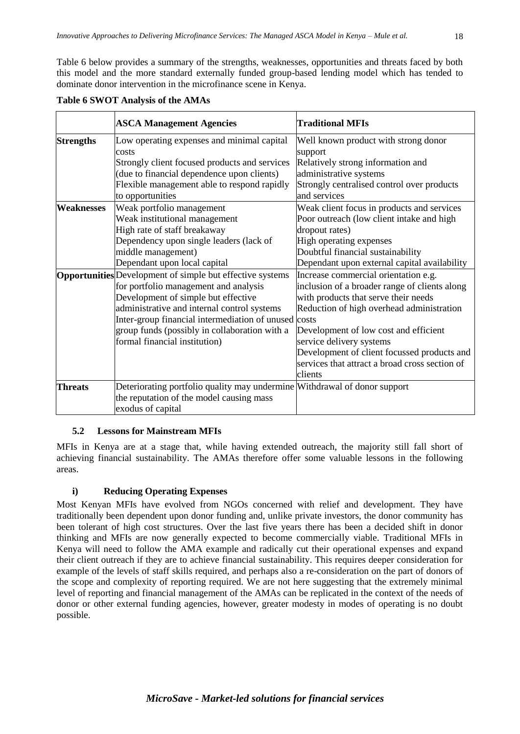Table 6 below provides a summary of the strengths, weaknesses, opportunities and threats faced by both this model and the more standard externally funded group-based lending model which has tended to dominate donor intervention in the microfinance scene in Kenya.

**Table 6 SWOT Analysis of the AMAs**

| | **ASCA Management Agencies** | **Traditional MFIs** |
|---|---|---|
| **Strengths** | Low operating expenses and minimal capital costs<br>Strongly client focused products and services (due to financial dependence upon clients)<br>Flexible management able to respond rapidly to opportunities | Well known product with strong donor support<br>Relatively strong information and administrative systems<br>Strongly centralised control over products and services |
| **Weaknesses** | Weak portfolio management<br>Weak institutional management<br>High rate of staff breakaway<br>Dependency upon single leaders (lack of middle management)<br>Dependant upon local capital | Weak client focus in products and services<br>Poor outreach (low client intake and high dropout rates)<br>High operating expenses<br>Doubtful financial sustainability<br>Dependant upon external capital availability |
| **Opportunities** | Development of simple but effective systems for portfolio management and analysis<br>Development of simple but effective administrative and internal control systems<br>Inter-group financial intermediation of unused group funds (possibly in collaboration with a formal financial institution) | Increase commercial orientation e.g. inclusion of a broader range of clients along with products that serve their needs<br>Reduction of high overhead administration costs<br>Development of low cost and efficient service delivery systems<br>Development of client focussed products and services that attract a broad cross section of clients |
| **Threats** | Deteriorating portfolio quality may undermine the reputation of the model causing mass exodus of capital | Withdrawal of donor support |

### 5.2 Lessons for Mainstream MFIs

MFIs in Kenya are at a stage that, while having extended outreach, the majority still fall short of achieving financial sustainability. The AMAs therefore offer some valuable lessons in the following areas.

#### i) Reducing Operating Expenses

Most Kenyan MFIs have evolved from NGOs concerned with relief and development. They have traditionally been dependent upon donor funding and, unlike private investors, the donor community has been tolerant of high cost structures. Over the last five years there has been a decided shift in donor thinking and MFIs are now generally expected to become commercially viable. Traditional MFIs in Kenya will need to follow the AMA example and radically cut their operational expenses and expand their client outreach if they are to achieve financial sustainability. This requires deeper consideration for example of the levels of staff skills required, and perhaps also a re-consideration on the part of donors of the scope and complexity of reporting required. We are not here suggesting that the extremely minimal level of reporting and financial management of the AMAs can be replicated in the context of the needs of donor or other external funding agencies, however, greater modesty in modes of operating is no doubt possible.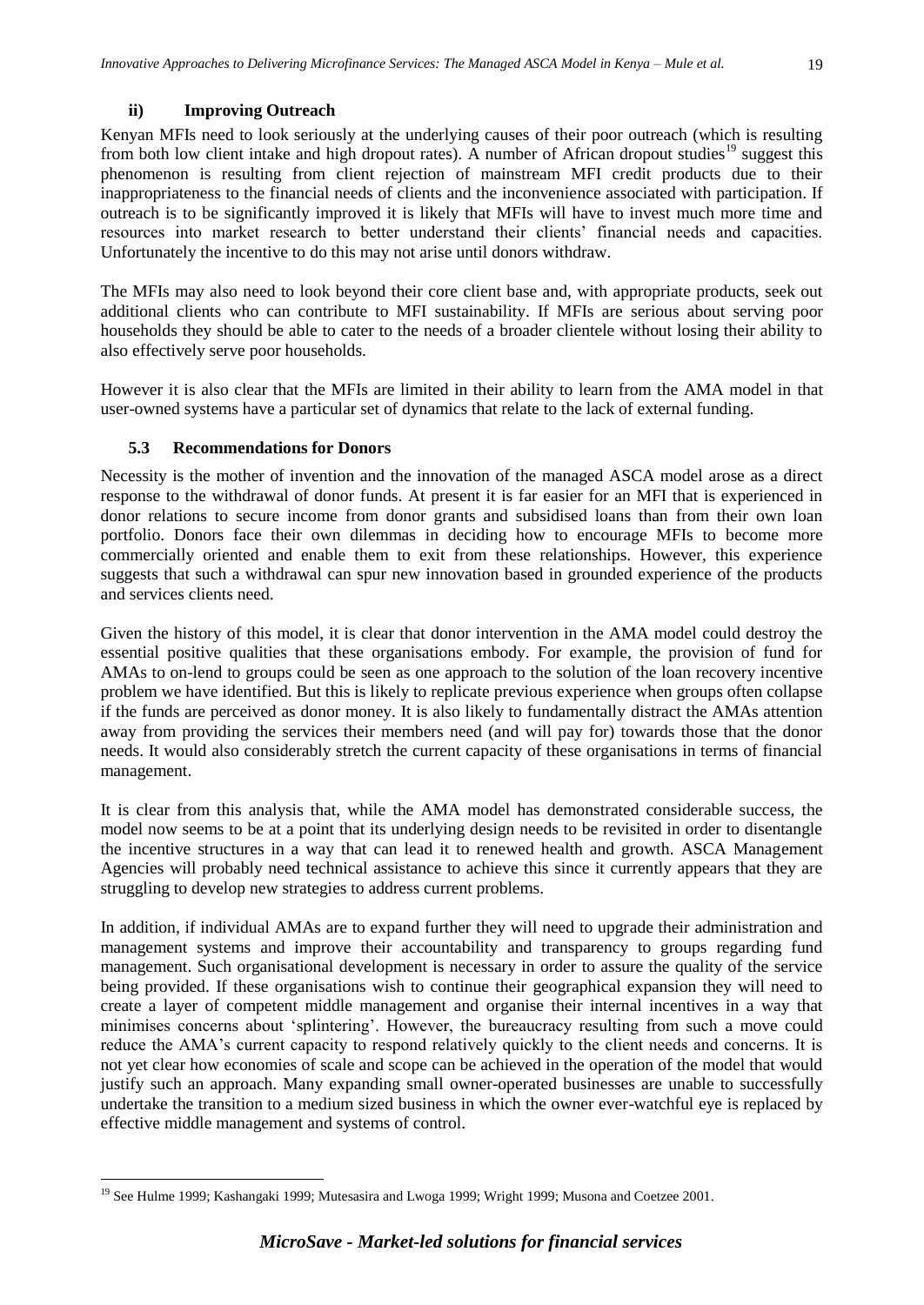### ii) Improving Outreach

Kenyan MFIs need to look seriously at the underlying causes of their poor outreach (which is resulting from both low client intake and high dropout rates). A number of African dropout studies[19] suggest this phenomenon is resulting from client rejection of mainstream MFI credit products due to their inappropriateness to the financial needs of clients and the inconvenience associated with participation. If outreach is to be significantly improved it is likely that MFIs will have to invest much more time and resources into market research to better understand their clients' financial needs and capacities. Unfortunately the incentive to do this may not arise until donors withdraw.

The MFIs may also need to look beyond their core client base and, with appropriate products, seek out additional clients who can contribute to MFI sustainability. If MFIs are serious about serving poor households they should be able to cater to the needs of a broader clientele without losing their ability to also effectively serve poor households.

However it is also clear that the MFIs are limited in their ability to learn from the AMA model in that user-owned systems have a particular set of dynamics that relate to the lack of external funding.

### 5.3 Recommendations for Donors

Necessity is the mother of invention and the innovation of the managed ASCA model arose as a direct response to the withdrawal of donor funds. At present it is far easier for an MFI that is experienced in donor relations to secure income from donor grants and subsidised loans than from their own loan portfolio. Donors face their own dilemmas in deciding how to encourage MFIs to become more commercially oriented and enable them to exit from these relationships. However, this experience suggests that such a withdrawal can spur new innovation based in grounded experience of the products and services clients need.

Given the history of this model, it is clear that donor intervention in the AMA model could destroy the essential positive qualities that these organisations embody. For example, the provision of fund for AMAs to on-lend to groups could be seen as one approach to the solution of the loan recovery incentive problem we have identified. But this is likely to replicate previous experience when groups often collapse if the funds are perceived as donor money. It is also likely to fundamentally distract the AMAs attention away from providing the services their members need (and will pay for) towards those that the donor needs. It would also considerably stretch the current capacity of these organisations in terms of financial management.

It is clear from this analysis that, while the AMA model has demonstrated considerable success, the model now seems to be at a point that its underlying design needs to be revisited in order to disentangle the incentive structures in a way that can lead it to renewed health and growth. ASCA Management Agencies will probably need technical assistance to achieve this since it currently appears that they are struggling to develop new strategies to address current problems.

In addition, if individual AMAs are to expand further they will need to upgrade their administration and management systems and improve their accountability and transparency to groups regarding fund management. Such organisational development is necessary in order to assure the quality of the service being provided. If these organisations wish to continue their geographical expansion they will need to create a layer of competent middle management and organise their internal incentives in a way that minimises concerns about 'splintering'. However, the bureaucracy resulting from such a move could reduce the AMA's current capacity to respond relatively quickly to the client needs and concerns. It is not yet clear how economies of scale and scope can be achieved in the operation of the model that would justify such an approach. Many expanding small owner-operated businesses are unable to successfully undertake the transition to a medium sized business in which the owner ever-watchful eye is replaced by effective middle management and systems of control.

---

[19] See Hulme 1999; Kashangaki 1999; Mutesasira and Lwoga 1999; Wright 1999; Musona and Coetzee 2001.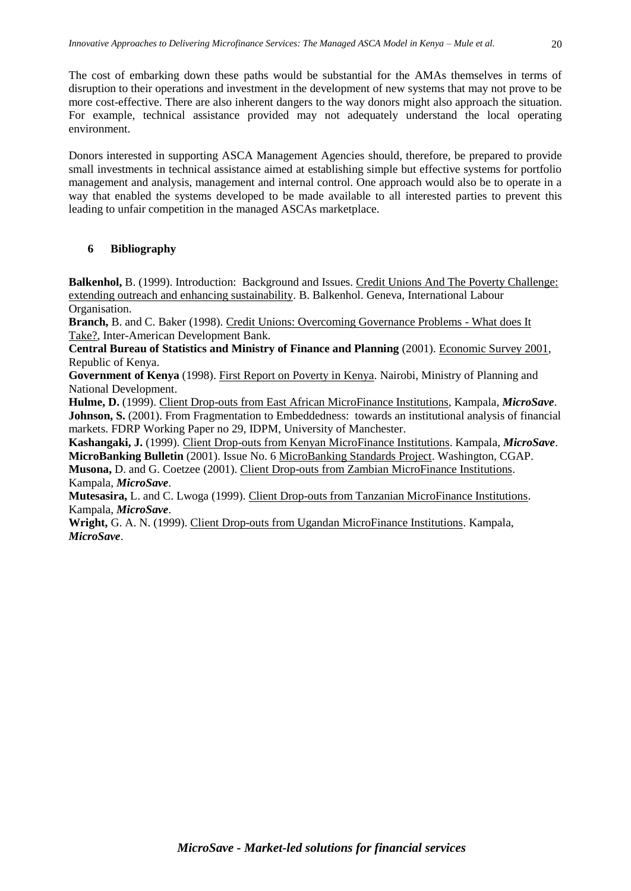The cost of embarking down these paths would be substantial for the AMAs themselves in terms of disruption to their operations and investment in the development of new systems that may not prove to be more cost-effective. There are also inherent dangers to the way donors might also approach the situation. For example, technical assistance provided may not adequately understand the local operating environment.

Donors interested in supporting ASCA Management Agencies should, therefore, be prepared to provide small investments in technical assistance aimed at establishing simple but effective systems for portfolio management and analysis, management and internal control. One approach would also be to operate in a way that enabled the systems developed to be made available to all interested parties to prevent this leading to unfair competition in the managed ASCAs marketplace.

## 6 Bibliography

**Balkenhol,** B. (1999). Introduction: Background and Issues. Credit Unions And The Poverty Challenge: extending outreach and enhancing sustainability. B. Balkenhol. Geneva, International Labour Organisation.

**Branch,** B. and C. Baker (1998). Credit Unions: Overcoming Governance Problems - What does It Take?, Inter-American Development Bank.

**Central Bureau of Statistics and Ministry of Finance and Planning** (2001). Economic Survey 2001, Republic of Kenya.

**Government of Kenya** (1998). First Report on Poverty in Kenya. Nairobi, Ministry of Planning and National Development.

**Hulme, D.** (1999). Client Drop-outs from East African MicroFinance Institutions, Kampala, ***MicroSave***.

**Johnson, S.** (2001). From Fragmentation to Embeddedness: towards an institutional analysis of financial markets. FDRP Working Paper no 29, IDPM, University of Manchester.

**Kashangaki, J.** (1999). Client Drop-outs from Kenyan MicroFinance Institutions. Kampala, ***MicroSave***.

**MicroBanking Bulletin** (2001). Issue No. 6 MicroBanking Standards Project. Washington, CGAP.

**Musona,** D. and G. Coetzee (2001). Client Drop-outs from Zambian MicroFinance Institutions. Kampala, ***MicroSave***.

**Mutesasira,** L. and C. Lwoga (1999). Client Drop-outs from Tanzanian MicroFinance Institutions. Kampala, ***MicroSave***.

**Wright,** G. A. N. (1999). Client Drop-outs from Ugandan MicroFinance Institutions. Kampala, ***MicroSave***.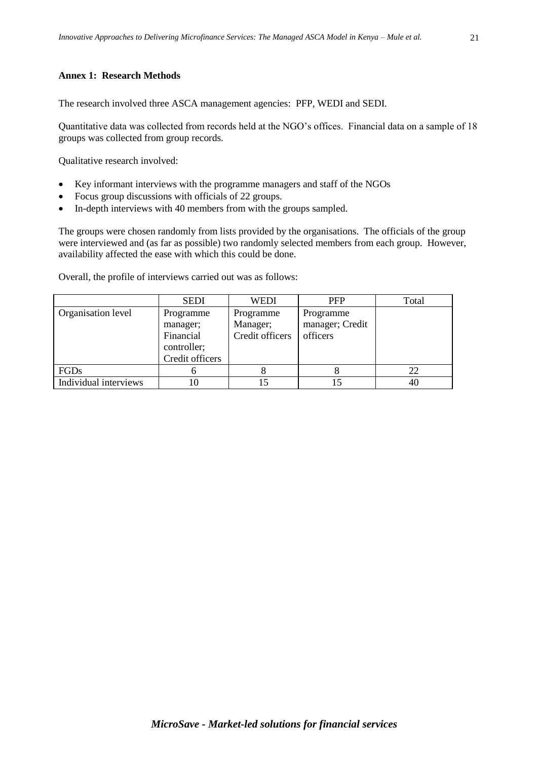**Annex 1: Research Methods**

The research involved three ASCA management agencies: PFP, WEDI and SEDI.

Quantitative data was collected from records held at the NGO's offices. Financial data on a sample of 18 groups was collected from group records.

Qualitative research involved:

- Key informant interviews with the programme managers and staff of the NGOs
- Focus group discussions with officials of 22 groups.
- In-depth interviews with 40 members from with the groups sampled.

The groups were chosen randomly from lists provided by the organisations. The officials of the group were interviewed and (as far as possible) two randomly selected members from each group. However, availability affected the ease with which this could be done.

Overall, the profile of interviews carried out was as follows:

| | SEDI | WEDI | PFP | Total |
|---|---|---|---|---|
| Organisation level | Programme manager; Financial controller; Credit officers | Programme Manager; Credit officers | Programme manager; Credit officers | |
| FGDs | 6 | 8 | 8 | 22 |
| Individual interviews | 10 | 15 | 15 | 40 |